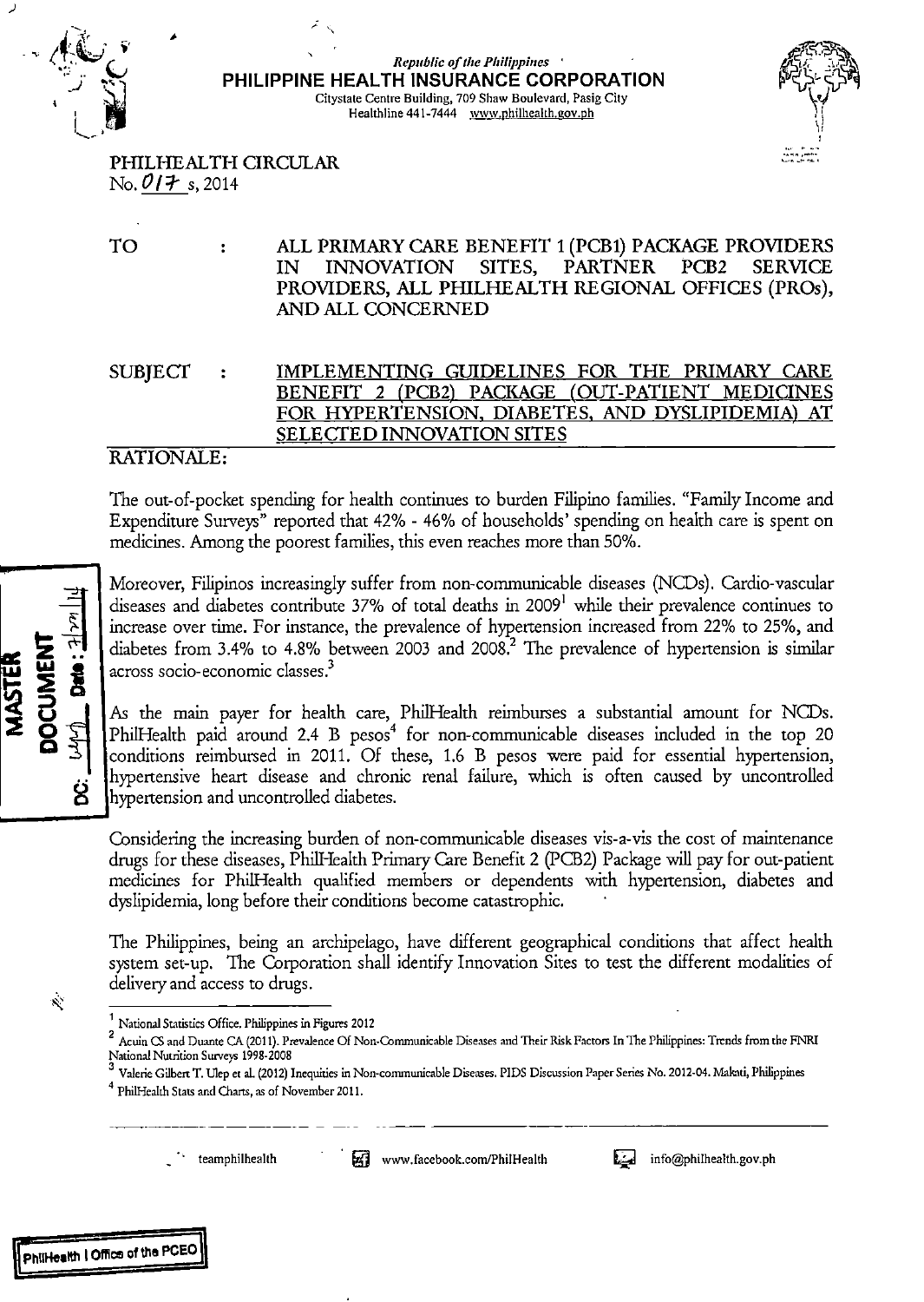Republic of the Philippines
**PHILIPPINE HEALTH INSURANCE CORPORATION**
Citystate Centre Building, 709 Shaw Boulevard, Pasig City
Healthline 441-7444 www.philhealth.gov.ph

PHILHEALTH CIRCULAR
No. 017 s, 2014

TO : ALL PRIMARY CARE BENEFIT 1 (PCB1) PACKAGE PROVIDERS IN INNOVATION SITES, PARTNER PCB2 SERVICE PROVIDERS, ALL PHILHEALTH REGIONAL OFFICES (PROs), AND ALL CONCERNED

SUBJECT : IMPLEMENTING GUIDELINES FOR THE PRIMARY CARE BENEFIT 2 (PCB2) PACKAGE (OUT-PATIENT MEDICINES FOR HYPERTENSION, DIABETES, AND DYSLIPIDEMIA) AT SELECTED INNOVATION SITES

## RATIONALE:

The out-of-pocket spending for health continues to burden Filipino families. "Family Income and Expenditure Surveys" reported that 42% - 46% of households' spending on health care is spent on medicines. Among the poorest families, this even reaches more than 50%.

Moreover, Filipinos increasingly suffer from non-communicable diseases (NCDs). Cardio-vascular diseases and diabetes contribute 37% of total deaths in 2009[1] while their prevalence continues to increase over time. For instance, the prevalence of hypertension increased from 22% to 25%, and diabetes from 3.4% to 4.8% between 2003 and 2008.[2] The prevalence of hypertension is similar across socio-economic classes.[3]

As the main payer for health care, PhilHealth reimburses a substantial amount for NCDs. PhilHealth paid around 2.4 B pesos[4] for non-communicable diseases included in the top 20 conditions reimbursed in 2011. Of these, 1.6 B pesos were paid for essential hypertension, hypertensive heart disease and chronic renal failure, which is often caused by uncontrolled hypertension and uncontrolled diabetes.

Considering the increasing burden of non-communicable diseases vis-a-vis the cost of maintenance drugs for these diseases, PhilHealth Primary Care Benefit 2 (PCB2) Package will pay for out-patient medicines for PhilHealth qualified members or dependents with hypertension, diabetes and dyslipidemia, long before their conditions become catastrophic.

The Philippines, being an archipelago, have different geographical conditions that affect health system set-up. The Corporation shall identify Innovation Sites to test the different modalities of delivery and access to drugs.

---

[1] National Statistics Office. Philippines in Figures 2012

[2] Acuin CS and Duante CA (2011). Prevalence Of Non-Communicable Diseases and Their Risk Factors In The Philippines: Trends from the FNRI National Nutrition Surveys 1998-2008

[3] Valerie Gilbert T. Ulep et al. (2012) Inequities in Non-communicable Diseases. PIDS Discussion Paper Series No. 2012-04. Makati, Philippines

[4] PhilHealth Stats and Charts, as of November 2011.

teamphilhealth www.facebook.com/PhilHealth info@philhealth.gov.ph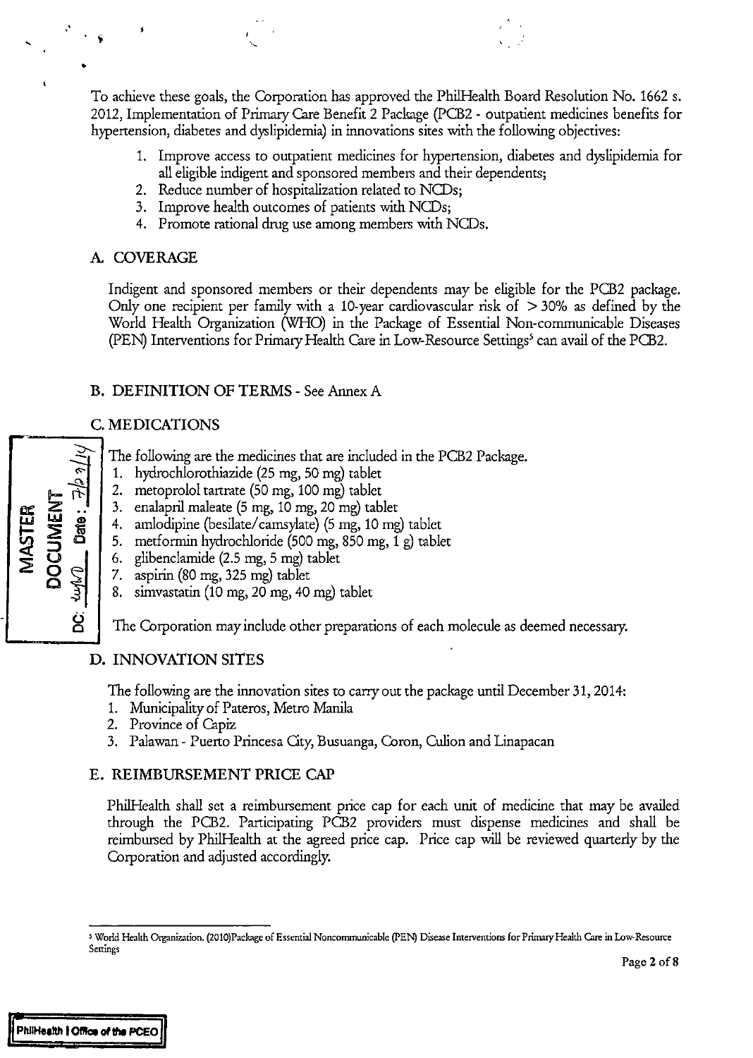To achieve these goals, the Corporation has approved the PhilHealth Board Resolution No. 1662 s. 2012, Implementation of Primary Care Benefit 2 Package (PCB2 - outpatient medicines benefits for hypertension, diabetes and dyslipidemia) in innovations sites with the following objectives:

1. Improve access to outpatient medicines for hypertension, diabetes and dyslipidemia for all eligible indigent and sponsored members and their dependents;
2. Reduce number of hospitalization related to NCDs;
3. Improve health outcomes of patients with NCDs;
4. Promote rational drug use among members with NCDs.

## A. COVERAGE

Indigent and sponsored members or their dependents may be eligible for the PCB2 package. Only one recipient per family with a 10-year cardiovascular risk of > 30% as defined by the World Health Organization (WHO) in the Package of Essential Non-communicable Diseases (PEN) Interventions for Primary Health Care in Low-Resource Settings[5] can avail of the PCB2.

## B. DEFINITION OF TERMS - See Annex A

## C. MEDICATIONS

The following are the medicines that are included in the PCB2 Package.

1. hydrochlorothiazide (25 mg, 50 mg) tablet
2. metoprolol tartrate (50 mg, 100 mg) tablet
3. enalapril maleate (5 mg, 10 mg, 20 mg) tablet
4. amlodipine (besilate/camsylate) (5 mg, 10 mg) tablet
5. metformin hydrochloride (500 mg, 850 mg, 1 g) tablet
6. glibenclamide (2.5 mg, 5 mg) tablet
7. aspirin (80 mg, 325 mg) tablet
8. simvastatin (10 mg, 20 mg, 40 mg) tablet

The Corporation may include other preparations of each molecule as deemed necessary.

## D. INNOVATION SITES

The following are the innovation sites to carry out the package until December 31, 2014:

1. Municipality of Pateros, Metro Manila
2. Province of Capiz
3. Palawan - Puerto Princesa City, Busuanga, Coron, Culion and Linapacan

## E. REIMBURSEMENT PRICE CAP

PhilHealth shall set a reimbursement price cap for each unit of medicine that may be availed through the PCB2. Participating PCB2 providers must dispense medicines and shall be reimbursed by PhilHealth at the agreed price cap. Price cap will be reviewed quarterly by the Corporation and adjusted accordingly.

---

[5] World Health Organization. (2010)Package of Essential Noncommunicable (PEN) Disease Interventions for Primary Health Care in Low-Resource Settings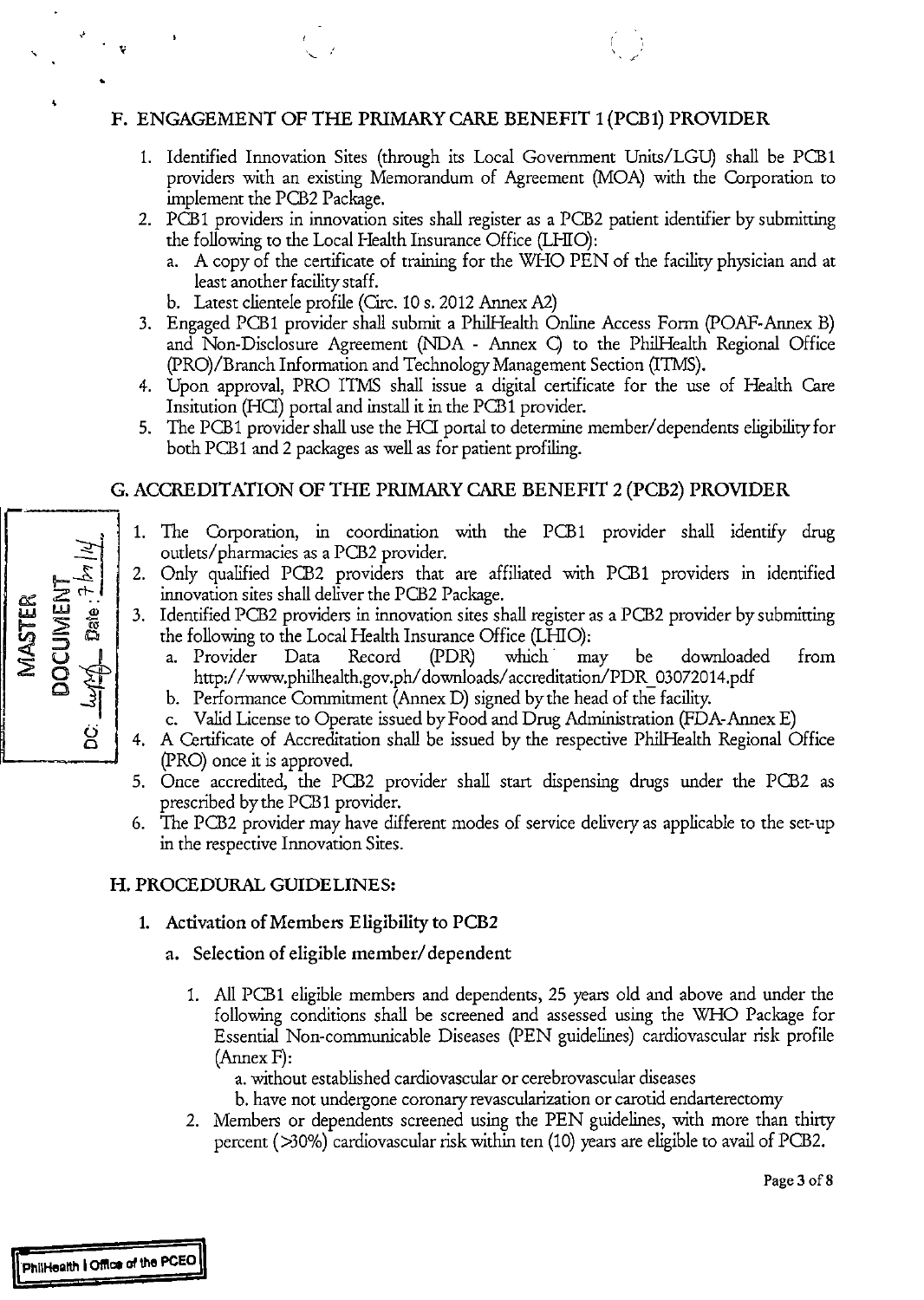## F. ENGAGEMENT OF THE PRIMARY CARE BENEFIT 1 (PCB1) PROVIDER

1. Identified Innovation Sites (through its Local Government Units/LGU) shall be PCB1 providers with an existing Memorandum of Agreement (MOA) with the Corporation to implement the PCB2 Package.
2. PCB1 providers in innovation sites shall register as a PCB2 patient identifier by submitting the following to the Local Health Insurance Office (LHIO):
   a. A copy of the certificate of training for the WHO PEN of the facility physician and at least another facility staff.
   b. Latest clientele profile (Circ. 10 s. 2012 Annex A2)
3. Engaged PCB1 provider shall submit a PhilHealth Online Access Form (POAF-Annex B) and Non-Disclosure Agreement (NDA - Annex C) to the PhilHealth Regional Office (PRO)/Branch Information and Technology Management Section (ITMS).
4. Upon approval, PRO ITMS shall issue a digital certificate for the use of Health Care Insitution (HCI) portal and install it in the PCB1 provider.
5. The PCB1 provider shall use the HCI portal to determine member/dependents eligibility for both PCB1 and 2 packages as well as for patient profiling.

## G. ACCREDITATION OF THE PRIMARY CARE BENEFIT 2 (PCB2) PROVIDER

1. The Corporation, in coordination with the PCB1 provider shall identify drug outlets/pharmacies as a PCB2 provider.
2. Only qualified PCB2 providers that are affiliated with PCB1 providers in identified innovation sites shall deliver the PCB2 Package.
3. Identified PCB2 providers in innovation sites shall register as a PCB2 provider by submitting the following to the Local Health Insurance Office (LHIO):
   a. Provider Data Record (PDR) which may be downloaded from http://www.philhealth.gov.ph/downloads/accreditation/PDR_03072014.pdf
   b. Performance Commitment (Annex D) signed by the head of the facility.
   c. Valid License to Operate issued by Food and Drug Administration (FDA-Annex E)
4. A Certificate of Accreditation shall be issued by the respective PhilHealth Regional Office (PRO) once it is approved.
5. Once accredited, the PCB2 provider shall start dispensing drugs under the PCB2 as prescribed by the PCB1 provider.
6. The PCB2 provider may have different modes of service delivery as applicable to the set-up in the respective Innovation Sites.

## H. PROCEDURAL GUIDELINES:

### 1. Activation of Members Eligibility to PCB2

#### a. Selection of eligible member/dependent

1. All PCB1 eligible members and dependents, 25 years old and above and under the following conditions shall be screened and assessed using the WHO Package for Essential Non-communicable Diseases (PEN guidelines) cardiovascular risk profile (Annex F):
   a. without established cardiovascular or cerebrovascular diseases
   b. have not undergone coronary revascularization or carotid endarterectomy
2. Members or dependents screened using the PEN guidelines, with more than thirty percent (>30%) cardiovascular risk within ten (10) years are eligible to avail of PCB2.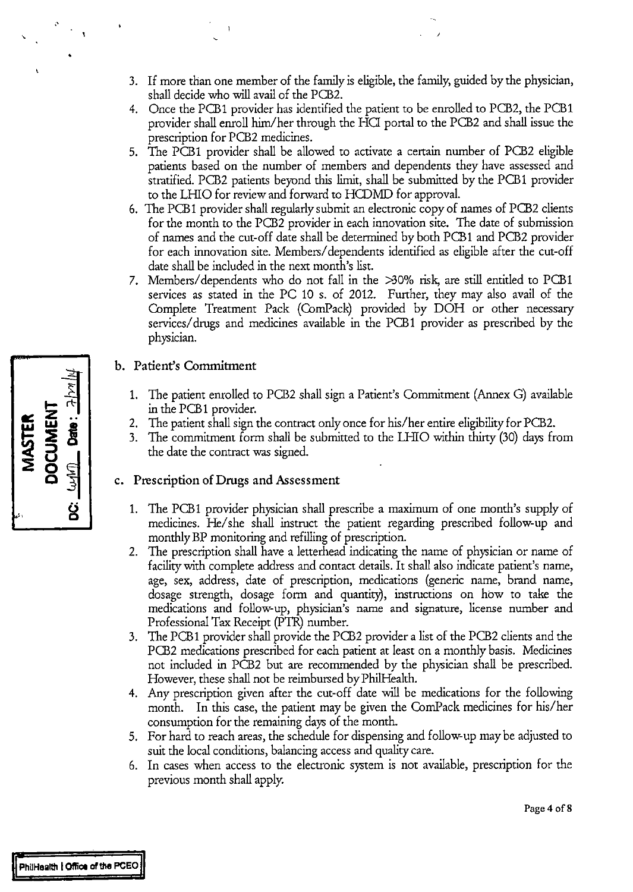3. If more than one member of the family is eligible, the family, guided by the physician, shall decide who will avail of the PCB2.
4. Once the PCB1 provider has identified the patient to be enrolled to PCB2, the PCB1 provider shall enroll him/her through the HCI portal to the PCB2 and shall issue the prescription for PCB2 medicines.
5. The PCB1 provider shall be allowed to activate a certain number of PCB2 eligible patients based on the number of members and dependents they have assessed and stratified. PCB2 patients beyond this limit, shall be submitted by the PCB1 provider to the LHIO for review and forward to HCDMD for approval.
6. The PCB1 provider shall regularly submit an electronic copy of names of PCB2 clients for the month to the PCB2 provider in each innovation site. The date of submission of names and the cut-off date shall be determined by both PCB1 and PCB2 provider for each innovation site. Members/dependents identified as eligible after the cut-off date shall be included in the next month's list.
7. Members/dependents who do not fall in the >30% risk, are still entitled to PCB1 services as stated in the PC 10 s. of 2012. Further, they may also avail of the Complete Treatment Pack (ComPack) provided by DOH or other necessary services/drugs and medicines available in the PCB1 provider as prescribed by the physician.

### b. Patient's Commitment

1. The patient enrolled to PCB2 shall sign a Patient's Commitment (Annex G) available in the PCB1 provider.
2. The patient shall sign the contract only once for his/her entire eligibility for PCB2.
3. The commitment form shall be submitted to the LHIO within thirty (30) days from the date the contract was signed.

### c. Prescription of Drugs and Assessment

1. The PCB1 provider physician shall prescribe a maximum of one month's supply of medicines. He/she shall instruct the patient regarding prescribed follow-up and monthly BP monitoring and refilling of prescription.
2. The prescription shall have a letterhead indicating the name of physician or name of facility with complete address and contact details. It shall also indicate patient's name, age, sex, address, date of prescription, medications (generic name, brand name, dosage strength, dosage form and quantity), instructions on how to take the medications and follow-up, physician's name and signature, license number and Professional Tax Receipt (PTR) number.
3. The PCB1 provider shall provide the PCB2 provider a list of the PCB2 clients and the PCB2 medications prescribed for each patient at least on a monthly basis. Medicines not included in PCB2 but are recommended by the physician shall be prescribed. However, these shall not be reimbursed by PhilHealth.
4. Any prescription given after the cut-off date will be medications for the following month. In this case, the patient may be given the ComPack medicines for his/her consumption for the remaining days of the month.
5. For hard to reach areas, the schedule for dispensing and follow-up may be adjusted to suit the local conditions, balancing access and quality care.
6. In cases when access to the electronic system is not available, prescription for the previous month shall apply.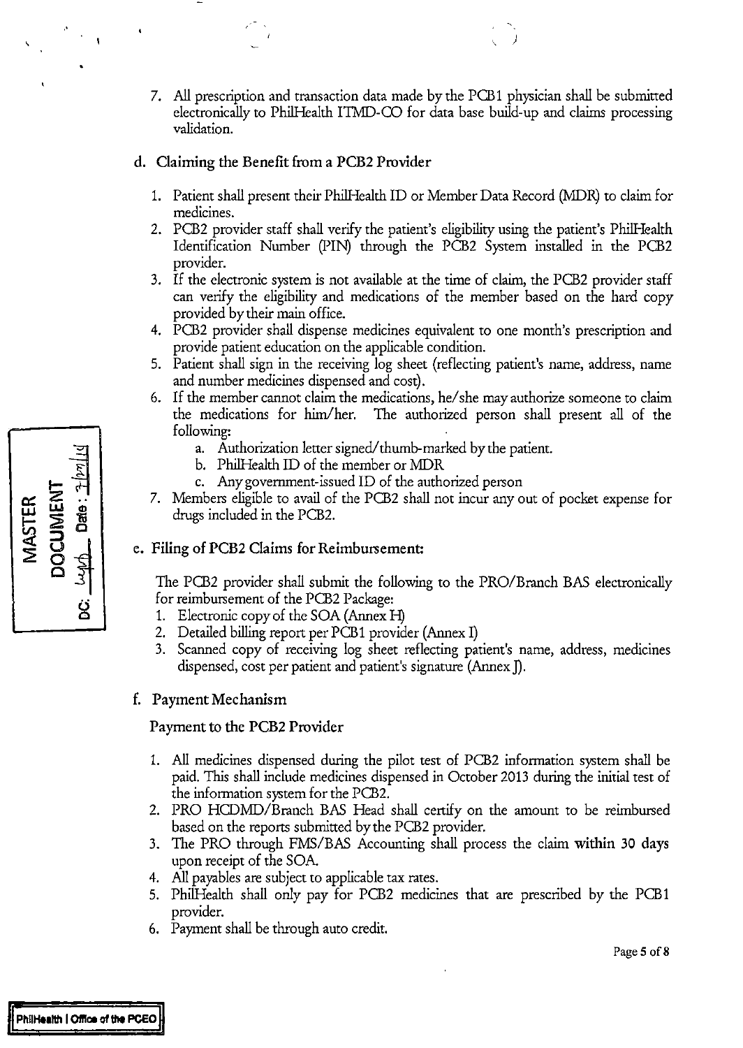7. All prescription and transaction data made by the PCB1 physician shall be submitted electronically to PhilHealth ITMD-CO for data base build-up and claims processing validation.

### d. Claiming the Benefit from a PCB2 Provider

1. Patient shall present their PhilHealth ID or Member Data Record (MDR) to claim for medicines.
2. PCB2 provider staff shall verify the patient's eligibility using the patient's PhilHealth Identification Number (PIN) through the PCB2 System installed in the PCB2 provider.
3. If the electronic system is not available at the time of claim, the PCB2 provider staff can verify the eligibility and medications of the member based on the hard copy provided by their main office.
4. PCB2 provider shall dispense medicines equivalent to one month's prescription and provide patient education on the applicable condition.
5. Patient shall sign in the receiving log sheet (reflecting patient's name, address, name and number medicines dispensed and cost).
6. If the member cannot claim the medications, he/she may authorize someone to claim the medications for him/her. The authorized person shall present all of the following:
   a. Authorization letter signed/thumb-marked by the patient.
   b. PhilHealth ID of the member or MDR
   c. Any government-issued ID of the authorized person
7. Members eligible to avail of the PCB2 shall not incur any out of pocket expense for drugs included in the PCB2.

### e. Filing of PCB2 Claims for Reimbursement:

The PCB2 provider shall submit the following to the PRO/Branch BAS electronically for reimbursement of the PCB2 Package:

1. Electronic copy of the SOA (Annex H)
2. Detailed billing report per PCB1 provider (Annex I)
3. Scanned copy of receiving log sheet reflecting patient's name, address, medicines dispensed, cost per patient and patient's signature (Annex J).

### f. Payment Mechanism

Payment to the PCB2 Provider

1. All medicines dispensed during the pilot test of PCB2 information system shall be paid. This shall include medicines dispensed in October 2013 during the initial test of the information system for the PCB2.
2. PRO HCDMD/Branch BAS Head shall certify on the amount to be reimbursed based on the reports submitted by the PCB2 provider.
3. The PRO through FMS/BAS Accounting shall process the claim **within 30 days** upon receipt of the SOA.
4. All payables are subject to applicable tax rates.
5. PhilHealth shall only pay for PCB2 medicines that are prescribed by the PCB1 provider.
6. Payment shall be through auto credit.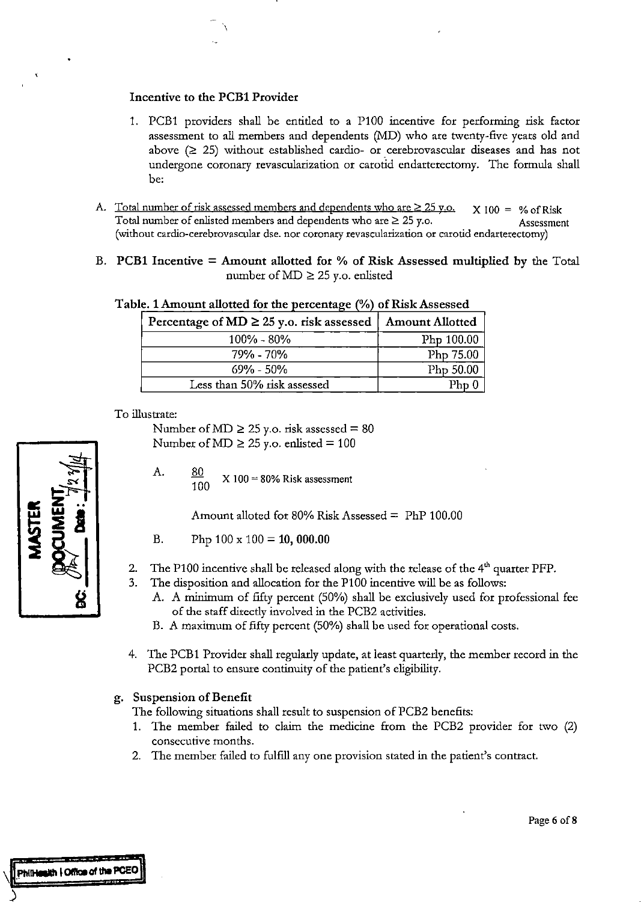### Incentive to the PCB1 Provider

1. PCB1 providers shall be entitled to a P100 incentive for performing risk factor assessment to all members and dependents (MD) who are twenty-five years old and above (≥ 25) without established cardio- or cerebrovascular diseases and has not undergone coronary revascularization or carotid endarterectomy. The formula shall be:

A. $\frac{\text{Total number of risk assessed members and dependents who are} \geq 25 \text{ y.o.}}{\text{Total number of enlisted members and dependents who are} \geq 25 \text{ y.o.}} \times 100 = $ % of Risk Assessment

(without cardio-cerebrovascular dse. nor coronary revascularization or carotid endarterectomy)

B. **PCB1 Incentive = Amount allotted for % of Risk Assessed multiplied by** the Total number of MD ≥ 25 y.o. enlisted

**Table. 1 Amount allotted for the percentage (%) of Risk Assessed**

| Percentage of MD ≥ 25 y.o. risk assessed | Amount Allotted |
|---|---|
| 100% - 80% | Php 100.00 |
| 79% - 70% | Php 75.00 |
| 69% - 50% | Php 50.00 |
| Less than 50% risk assessed | Php 0 |

To illustrate:

Number of MD ≥ 25 y.o. risk assessed = 80
Number of MD ≥ 25 y.o. enlisted = 100

A. $\frac{80}{100} \times 100 = 80\%$ Risk assessment

Amount alloted for 80% Risk Assessed = PhP 100.00

B. Php 100 x 100 = **10, 000.00**

2. The P100 incentive shall be released along with the release of the 4th quarter PFP.
3. The disposition and allocation for the P100 incentive will be as follows:
   A. A minimum of fifty percent (50%) shall be exclusively used for professional fee of the staff directly involved in the PCB2 activities.
   B. A maximum of fifty percent (50%) shall be used for operational costs.
4. The PCB1 Provider shall regularly update, at least quarterly, the member record in the PCB2 portal to ensure continuity of the patient's eligibility.

### g. Suspension of Benefit

The following situations shall result to suspension of PCB2 benefits:

1. The member failed to claim the medicine from the PCB2 provider for two (2) consecutive months.
2. The member failed to fulfill any one provision stated in the patient's contract.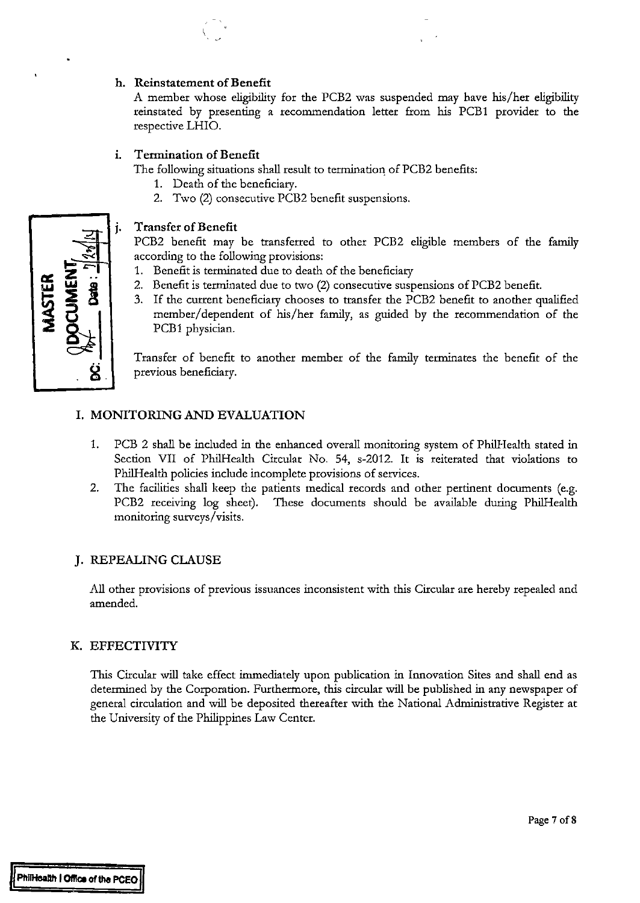**h. Reinstatement of Benefit**

A member whose eligibility for the PCB2 was suspended may have his/her eligibility reinstated by presenting a recommendation letter from his PCB1 provider to the respective LHIO.

**i. Termination of Benefit**

The following situations shall result to termination of PCB2 benefits:

1. Death of the beneficiary.
2. Two (2) consecutive PCB2 benefit suspensions.

**j. Transfer of Benefit**

PCB2 benefit may be transferred to other PCB2 eligible members of the family according to the following provisions:

1. Benefit is terminated due to death of the beneficiary
2. Benefit is terminated due to two (2) consecutive suspensions of PCB2 benefit.
3. If the current beneficiary chooses to transfer the PCB2 benefit to another qualified member/dependent of his/her family, as guided by the recommendation of the PCB1 physician.

Transfer of benefit to another member of the family terminates the benefit of the previous beneficiary.

## I. MONITORING AND EVALUATION

1. PCB 2 shall be included in the enhanced overall monitoring system of PhilHealth stated in Section VII of PhilHealth Circular No. 54, s-2012. It is reiterated that violations to PhilHealth policies include incomplete provisions of services.
2. The facilities shall keep the patients medical records and other pertinent documents (e.g. PCB2 receiving log sheet). These documents should be available during PhilHealth monitoring surveys/visits.

## J. REPEALING CLAUSE

All other provisions of previous issuances inconsistent with this Circular are hereby repealed and amended.

## K. EFFECTIVITY

This Circular will take effect immediately upon publication in Innovation Sites and shall end as determined by the Corporation. Furthermore, this circular will be published in any newspaper of general circulation and will be deposited thereafter with the National Administrative Register at the University of the Philippines Law Center.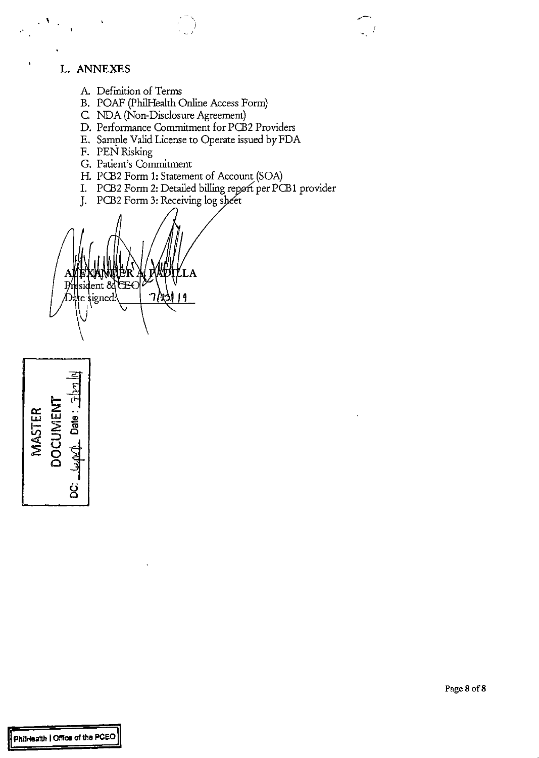## L. ANNEXES

A. Definition of Terms
B. POAF (PhilHealth Online Access Form)
C. NDA (Non-Disclosure Agreement)
D. Performance Commitment for PCB2 Providers
E. Sample Valid License to Operate issued by FDA
F. PEN Risking
G. Patient's Commitment
H. PCB2 Form 1: Statement of Account (SOA)
I. PCB2 Form 2: Detailed billing report per PCB1 provider
J. PCB2 Form 3: Receiving log sheet

ALEXANDER A. PADILLA
President & CEO
Date signed: 7/23/14

MASTER DOCUMENT
DC: ______ Date: 7/23/14

PhilHealth | Office of the PCEO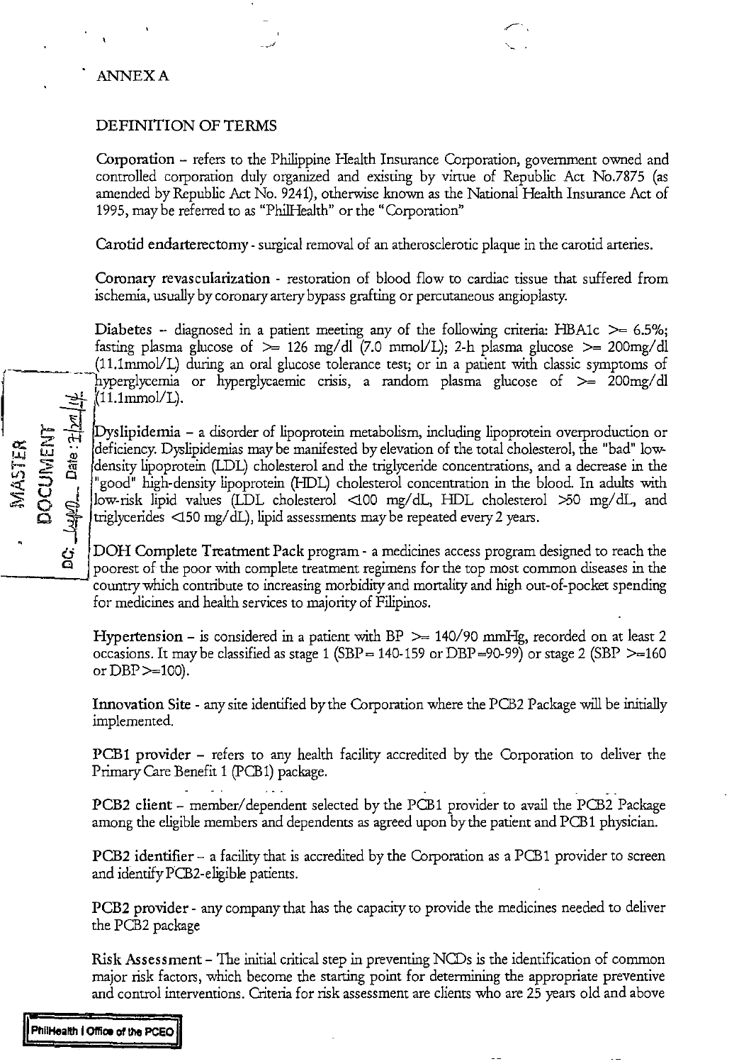ANNEX A

## DEFINITION OF TERMS

**Corporation** – refers to the Philippine Health Insurance Corporation, government owned and controlled corporation duly organized and existing by virtue of Republic Act No.7875 (as amended by Republic Act No. 9241), otherwise known as the National Health Insurance Act of 1995, may be referred to as "PhilHealth" or the "Corporation"

**Carotid endarterectomy** - surgical removal of an atherosclerotic plaque in the carotid arteries.

**Coronary revascularization** - restoration of blood flow to cardiac tissue that suffered from ischemia, usually by coronary artery bypass grafting or percutaneous angioplasty.

**Diabetes** – diagnosed in a patient meeting any of the following criteria: HBA1c >= 6.5%; fasting plasma glucose of >= 126 mg/dl (7.0 mmol/L); 2-h plasma glucose >= 200mg/dl (11.1mmol/L) during an oral glucose tolerance test; or in a patient with classic symptoms of hyperglycemia or hyperglycaemic crisis, a random plasma glucose of >= 200mg/dl (11.1mmol/L).

**Dyslipidemia** – a disorder of lipoprotein metabolism, including lipoprotein overproduction or deficiency. Dyslipidemias may be manifested by elevation of the total cholesterol, the "bad" low-density lipoprotein (LDL) cholesterol and the triglyceride concentrations, and a decrease in the "good" high-density lipoprotein (HDL) cholesterol concentration in the blood. In adults with low-risk lipid values (LDL cholesterol <100 mg/dL, HDL cholesterol >50 mg/dL, and triglycerides <150 mg/dL), lipid assessments may be repeated every 2 years.

**DOH Complete Treatment Pack program** - a medicines access program designed to reach the poorest of the poor with complete treatment regimens for the top most common diseases in the country which contribute to increasing morbidity and mortality and high out-of-pocket spending for medicines and health services to majority of Filipinos.

**Hypertension** – is considered in a patient with BP >= 140/90 mmHg, recorded on at least 2 occasions. It may be classified as stage 1 (SBP = 140-159 or DBP =90-99) or stage 2 (SBP >=160 or DBP >=100).

**Innovation Site** - any site identified by the Corporation where the PCB2 Package will be initially implemented.

**PCB1 provider** – refers to any health facility accredited by the Corporation to deliver the Primary Care Benefit 1 (PCB1) package.

**PCB2 client** – member/dependent selected by the PCB1 provider to avail the PCB2 Package among the eligible members and dependents as agreed upon by the patient and PCB1 physician.

**PCB2 identifier** – a facility that is accredited by the Corporation as a PCB1 provider to screen and identify PCB2-eligible patients.

**PCB2 provider** - any company that has the capacity to provide the medicines needed to deliver the PCB2 package

**Risk Assessment** – The initial critical step in preventing NCDs is the identification of common major risk factors, which become the starting point for determining the appropriate preventive and control interventions. Criteria for risk assessment are clients who are 25 years old and above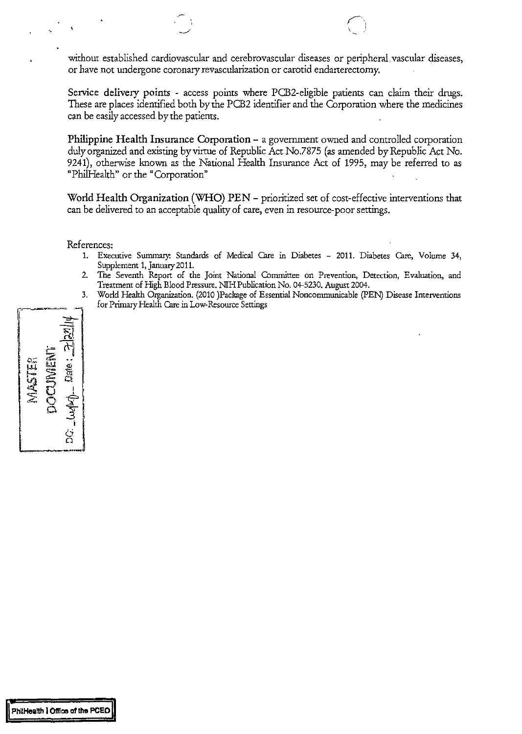without established cardiovascular and cerebrovascular diseases or peripheral vascular diseases, or have not undergone coronary revascularization or carotid endarterectomy.

**Service delivery points** - access points where PCB2-eligible patients can claim their drugs. These are places identified both by the PCB2 identifier and the Corporation where the medicines can be easily accessed by the patients.

**Philippine Health Insurance Corporation** – a government owned and controlled corporation duly organized and existing by virtue of Republic Act No.7875 (as amended by Republic Act No. 9241), otherwise known as the National Health Insurance Act of 1995, may be referred to as "PhilHealth" or the "Corporation"

**World Health Organization (WHO) PEN** – prioritized set of cost-effective interventions that can be delivered to an acceptable quality of care, even in resource-poor settings.

References:

1. Executive Summary: Standards of Medical Care in Diabetes – 2011. Diabetes Care, Volume 34, Supplement 1, January 2011.
2. The Seventh Report of the Joint National Committee on Prevention, Detection, Evaluation, and Treatment of High Blood Pressure. NIH Publication No. 04-5230. August 2004.
3. World Health Organization. (2010 )Package of Essential Noncommunicable (PEN) Disease Interventions for Primary Health Care in Low-Resource Settings

MASTER DOCUMENT DC: ______ Date: 2/27/14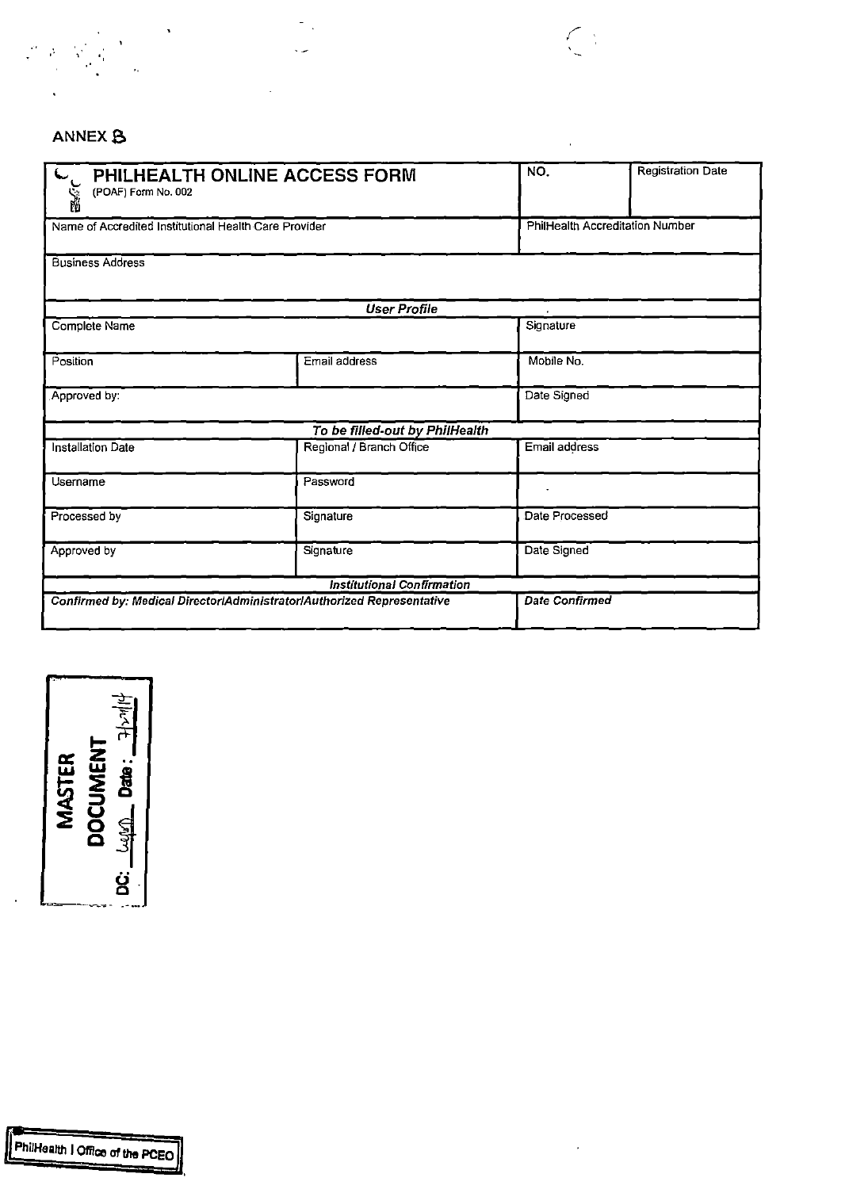ANNEX B

| PHILHEALTH ONLINE ACCESS FORM (POAF) Form No. 002 | | NO. | Registration Date |
|---|---|---|---|
| Name of Accredited Institutional Health Care Provider | | PhilHealth Accreditation Number | |
| Business Address | | | |
| ***User Profile*** | | | |
| Complete Name | | Signature | |
| Position | Email address | Mobile No. | |
| Approved by: | | Date Signed | |
| ***To be filled-out by PhilHealth*** | | | |
| Installation Date | Regional / Branch Office | Email address | |
| Username | Password | | |
| Processed by | Signature | Date Processed | |
| Approved by | Signature | Date Signed | |
| ***Institutional Confirmation*** | | | |
| ***Confirmed by: Medical Director/Administrator/Authorized Representative*** | | ***Date Confirmed*** | |

MASTER DOCUMENT
DC: ______ Date: 7/21/14

PhilHealth | Office of the PCEO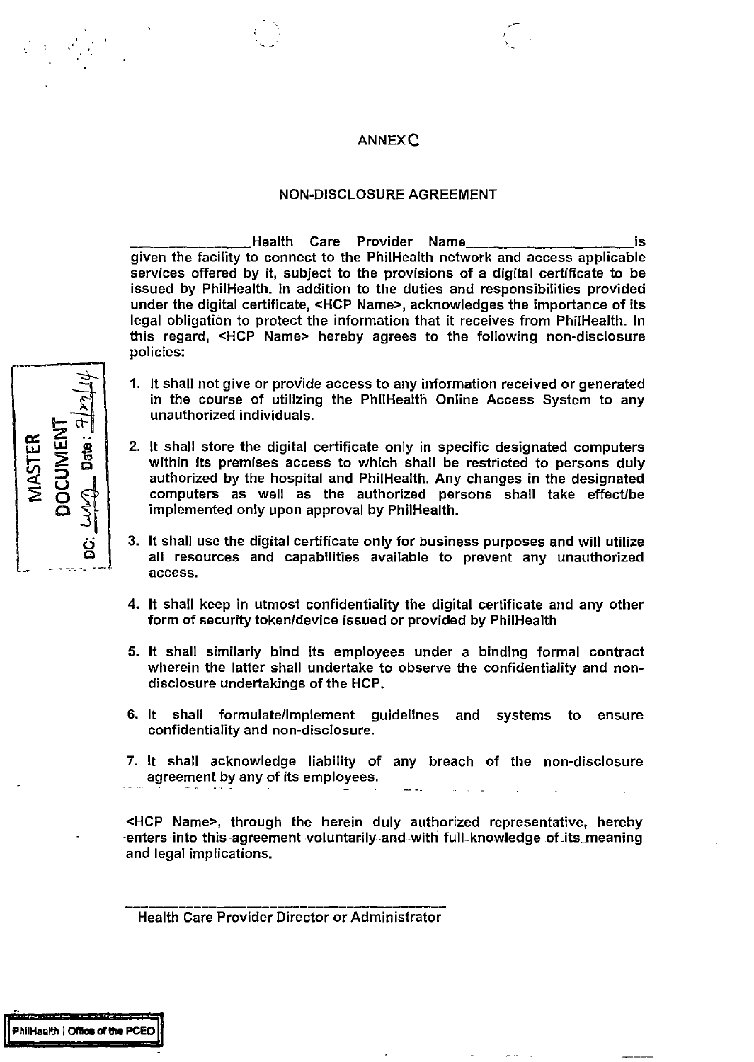# ANNEX C

## NON-DISCLOSURE AGREEMENT

_______________Health Care Provider Name____________________is given the facility to connect to the PhilHealth network and access applicable services offered by it, subject to the provisions of a digital certificate to be issued by PhilHealth. In addition to the duties and responsibilities provided under the digital certificate, <HCP Name>, acknowledges the importance of its legal obligation to protect the information that it receives from PhilHealth. In this regard, <HCP Name> hereby agrees to the following non-disclosure policies:

1. It shall not give or provide access to any information received or generated in the course of utilizing the PhilHealth Online Access System to any unauthorized individuals.

2. It shall store the digital certificate only in specific designated computers within its premises access to which shall be restricted to persons duly authorized by the hospital and PhilHealth. Any changes in the designated computers as well as the authorized persons shall take effect/be implemented only upon approval by PhilHealth.

3. It shall use the digital certificate only for business purposes and will utilize all resources and capabilities available to prevent any unauthorized access.

4. It shall keep in utmost confidentiality the digital certificate and any other form of security token/device issued or provided by PhilHealth

5. It shall similarly bind its employees under a binding formal contract wherein the latter shall undertake to observe the confidentiality and non-disclosure undertakings of the HCP.

6. It shall formulate/implement guidelines and systems to ensure confidentiality and non-disclosure.

7. It shall acknowledge liability of any breach of the non-disclosure agreement by any of its employees.

<HCP Name>, through the herein duly authorized representative, hereby enters into this agreement voluntarily and with full knowledge of its meaning and legal implications.

_______________________________________

Health Care Provider Director or Administrator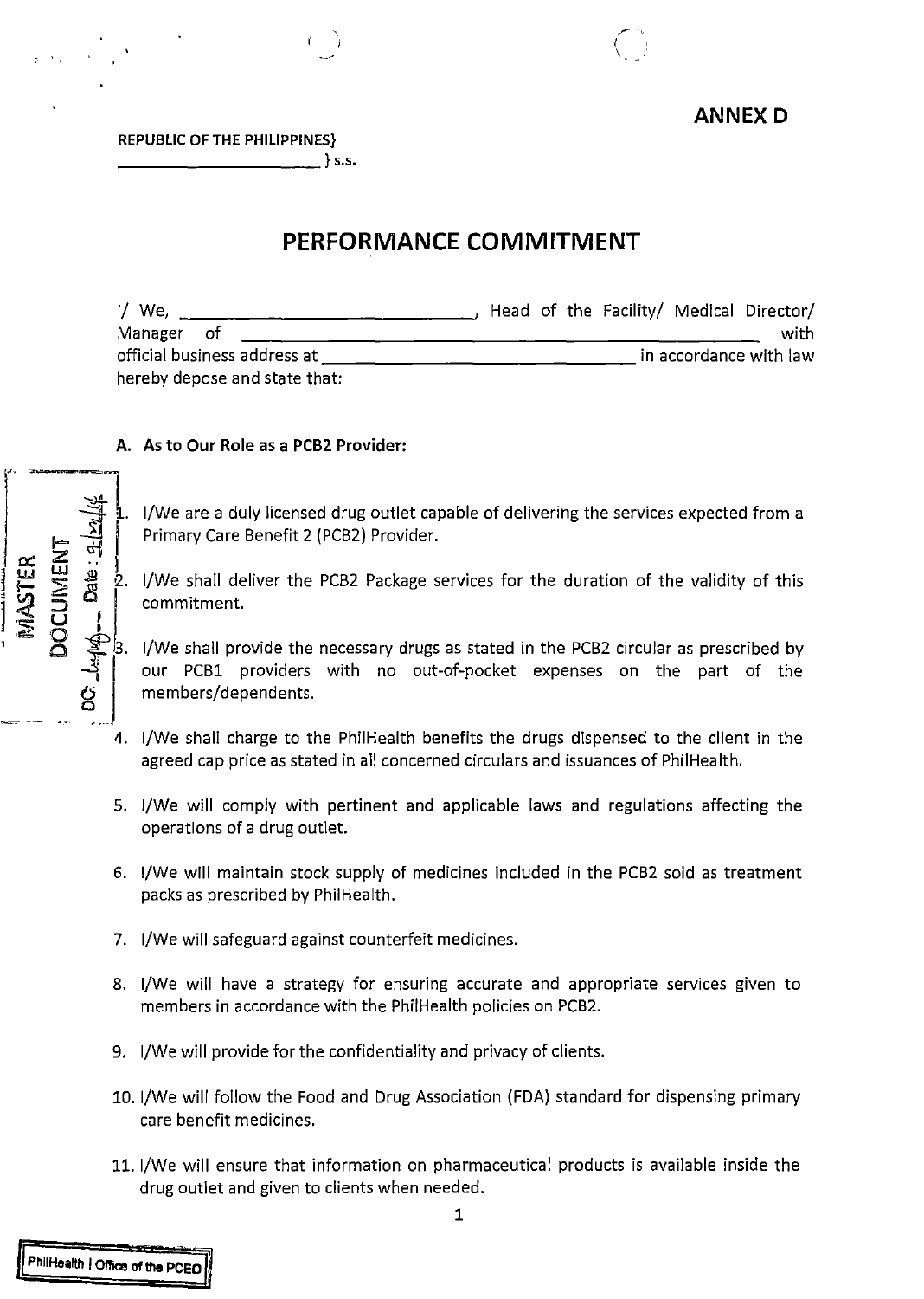**ANNEX D**

**REPUBLIC OF THE PHILIPPINES}**
**_______________________} s.s.**

# PERFORMANCE COMMITMENT

I/ We, ______________________________, Head of the Facility/ Medical Director/ Manager of _______________________________________________ with official business address at _______________________________ in accordance with law hereby depose and state that:

**A. As to Our Role as a PCB2 Provider:**

1. I/We are a duly licensed drug outlet capable of delivering the services expected from a Primary Care Benefit 2 (PCB2) Provider.
2. I/We shall deliver the PCB2 Package services for the duration of the validity of this commitment.
3. I/We shall provide the necessary drugs as stated in the PCB2 circular as prescribed by our PCB1 providers with no out-of-pocket expenses on the part of the members/dependents.
4. I/We shall charge to the PhilHealth benefits the drugs dispensed to the client in the agreed cap price as stated in all concerned circulars and issuances of PhilHealth.
5. I/We will comply with pertinent and applicable laws and regulations affecting the operations of a drug outlet.
6. I/We will maintain stock supply of medicines included in the PCB2 sold as treatment packs as prescribed by PhilHealth.
7. I/We will safeguard against counterfeit medicines.
8. I/We will have a strategy for ensuring accurate and appropriate services given to members in accordance with the PhilHealth policies on PCB2.
9. I/We will provide for the confidentiality and privacy of clients.
10. I/We will follow the Food and Drug Association (FDA) standard for dispensing primary care benefit medicines.
11. I/We will ensure that information on pharmaceutical products is available inside the drug outlet and given to clients when needed.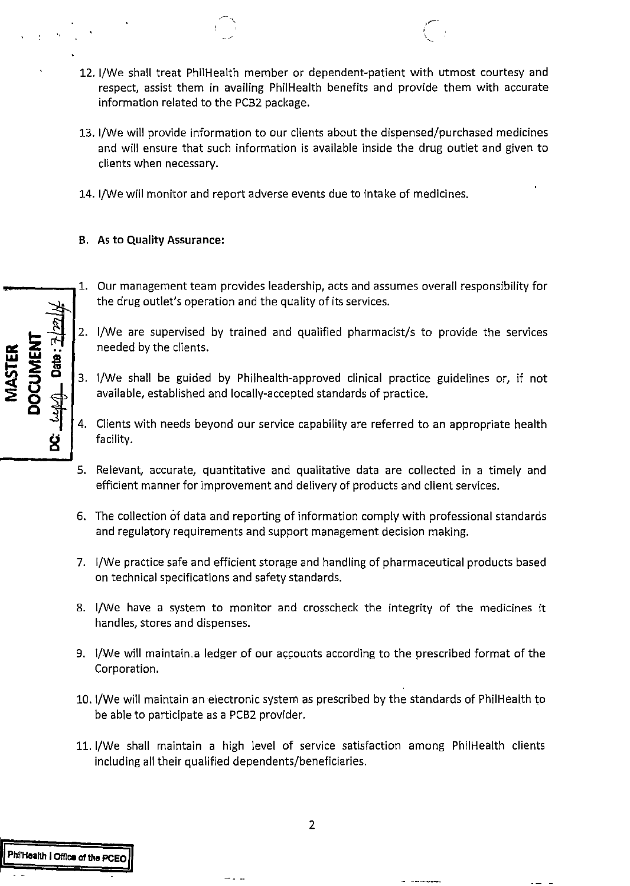12. I/We shall treat PhilHealth member or dependent-patient with utmost courtesy and respect, assist them in availing PhilHealth benefits and provide them with accurate information related to the PCB2 package.

13. I/We will provide information to our clients about the dispensed/purchased medicines and will ensure that such information is available inside the drug outlet and given to clients when necessary.

14. I/We will monitor and report adverse events due to intake of medicines.

**B. As to Quality Assurance:**

1. Our management team provides leadership, acts and assumes overall responsibility for the drug outlet's operation and the quality of its services.

2. I/We are supervised by trained and qualified pharmacist/s to provide the services needed by the clients.

3. I/We shall be guided by Philhealth-approved clinical practice guidelines or, if not available, established and locally-accepted standards of practice.

4. Clients with needs beyond our service capability are referred to an appropriate health facility.

5. Relevant, accurate, quantitative and qualitative data are collected in a timely and efficient manner for improvement and delivery of products and client services.

6. The collection of data and reporting of information comply with professional standards and regulatory requirements and support management decision making.

7. I/We practice safe and efficient storage and handling of pharmaceutical products based on technical specifications and safety standards.

8. I/We have a system to monitor and crosscheck the integrity of the medicines it handles, stores and dispenses.

9. I/We will maintain a ledger of our accounts according to the prescribed format of the Corporation.

10. I/We will maintain an electronic system as prescribed by the standards of PhilHealth to be able to participate as a PCB2 provider.

11. I/We shall maintain a high level of service satisfaction among PhilHealth clients including all their qualified dependents/beneficiaries.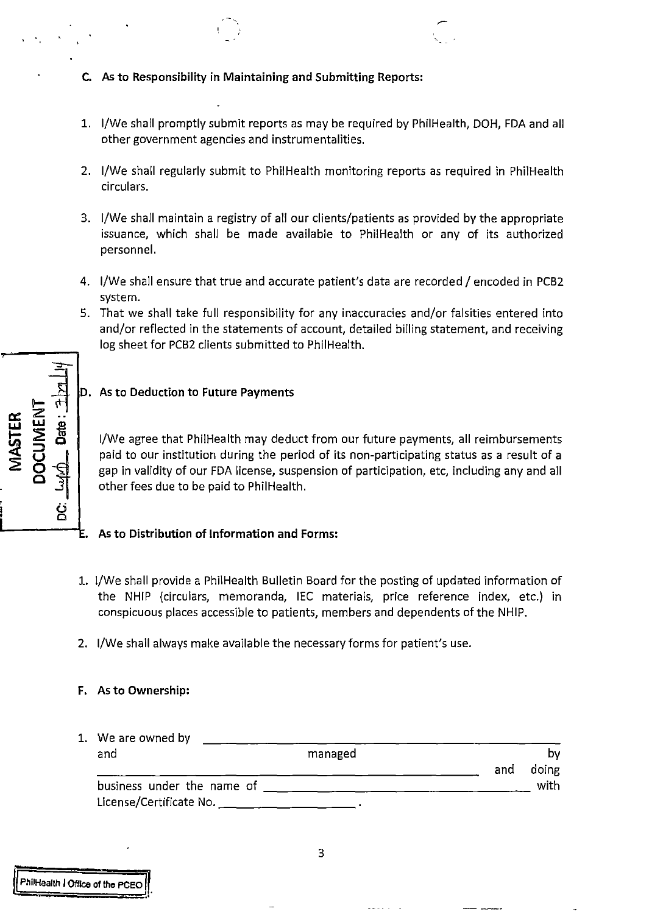**C. As to Responsibility in Maintaining and Submitting Reports:**

1. I/We shall promptly submit reports as may be required by PhilHealth, DOH, FDA and all other government agencies and instrumentalities.

2. I/We shall regularly submit to PhilHealth monitoring reports as required in PhilHealth circulars.

3. I/We shall maintain a registry of all our clients/patients as provided by the appropriate issuance, which shall be made available to PhilHealth or any of its authorized personnel.

4. I/We shall ensure that true and accurate patient's data are recorded / encoded in PCB2 system.

5. That we shall take full responsibility for any inaccuracies and/or falsities entered into and/or reflected in the statements of account, detailed billing statement, and receiving log sheet for PCB2 clients submitted to PhilHealth.

**D. As to Deduction to Future Payments**

I/We agree that PhilHealth may deduct from our future payments, all reimbursements paid to our institution during the period of its non-participating status as a result of a gap in validity of our FDA license, suspension of participation, etc, including any and all other fees due to be paid to PhilHealth.

**E. As to Distribution of Information and Forms:**

1. I/We shall provide a PhilHealth Bulletin Board for the posting of updated information of the NHIP (circulars, memoranda, IEC materials, price reference index, etc.) in conspicuous places accessible to patients, members and dependents of the NHIP.

2. I/We shall always make available the necessary forms for patient's use.

**F. As to Ownership:**

1. We are owned by \_\_\_\_\_\_\_\_\_\_\_\_\_\_\_\_\_\_\_\_\_\_\_\_\_\_\_\_\_\_\_\_\_\_\_\_\_\_ and managed by \_\_\_\_\_\_\_\_\_\_\_\_\_\_\_\_\_\_\_\_\_\_\_\_\_\_\_\_\_\_\_\_\_\_\_\_\_\_\_\_\_\_ and doing business under the name of \_\_\_\_\_\_\_\_\_\_\_\_\_\_\_\_\_\_\_\_\_\_\_\_\_\_\_\_\_\_\_\_\_\_ with License/Certificate No. \_\_\_\_\_\_\_\_\_\_\_\_\_\_\_\_\_\_.

MASTER DOCUMENT
DC: Date: 3/21/14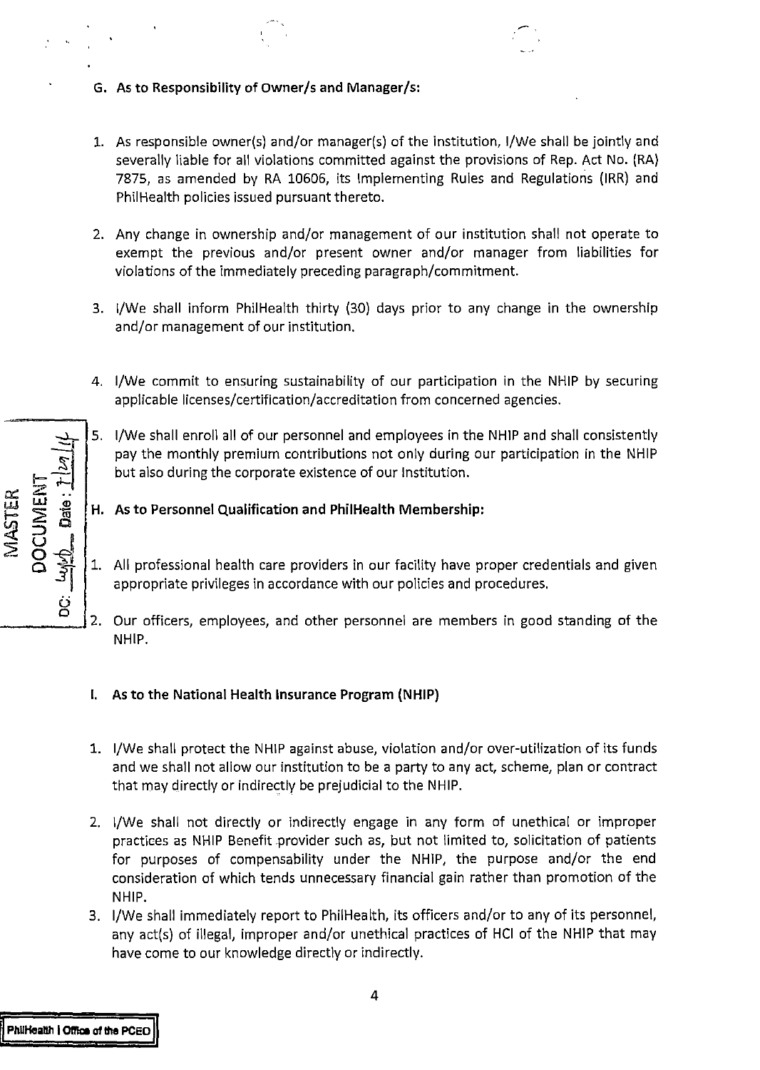## G. As to Responsibility of Owner/s and Manager/s:

1. As responsible owner(s) and/or manager(s) of the institution, I/We shall be jointly and severally liable for all violations committed against the provisions of Rep. Act No. (RA) 7875, as amended by RA 10606, its Implementing Rules and Regulations (IRR) and PhilHealth policies issued pursuant thereto.

2. Any change in ownership and/or management of our institution shall not operate to exempt the previous and/or present owner and/or manager from liabilities for violations of the immediately preceding paragraph/commitment.

3. I/We shall inform PhilHealth thirty (30) days prior to any change in the ownership and/or management of our institution.

4. I/We commit to ensuring sustainability of our participation in the NHIP by securing applicable licenses/certification/accreditation from concerned agencies.

5. I/We shall enroll all of our personnel and employees in the NHIP and shall consistently pay the monthly premium contributions not only during our participation in the NHIP but also during the corporate existence of our Institution.

## H. As to Personnel Qualification and PhilHealth Membership:

1. All professional health care providers in our facility have proper credentials and given appropriate privileges in accordance with our policies and procedures.

2. Our officers, employees, and other personnel are members in good standing of the NHIP.

## I. As to the National Health Insurance Program (NHIP)

1. I/We shall protect the NHIP against abuse, violation and/or over-utilization of its funds and we shall not allow our institution to be a party to any act, scheme, plan or contract that may directly or indirectly be prejudicial to the NHIP.

2. I/We shall not directly or indirectly engage in any form of unethical or improper practices as NHIP Benefit provider such as, but not limited to, solicitation of patients for purposes of compensability under the NHIP, the purpose and/or the end consideration of which tends unnecessary financial gain rather than promotion of the NHIP.

3. I/We shall immediately report to PhilHealth, its officers and/or to any of its personnel, any act(s) of illegal, improper and/or unethical practices of HCI of the NHIP that may have come to our knowledge directly or indirectly.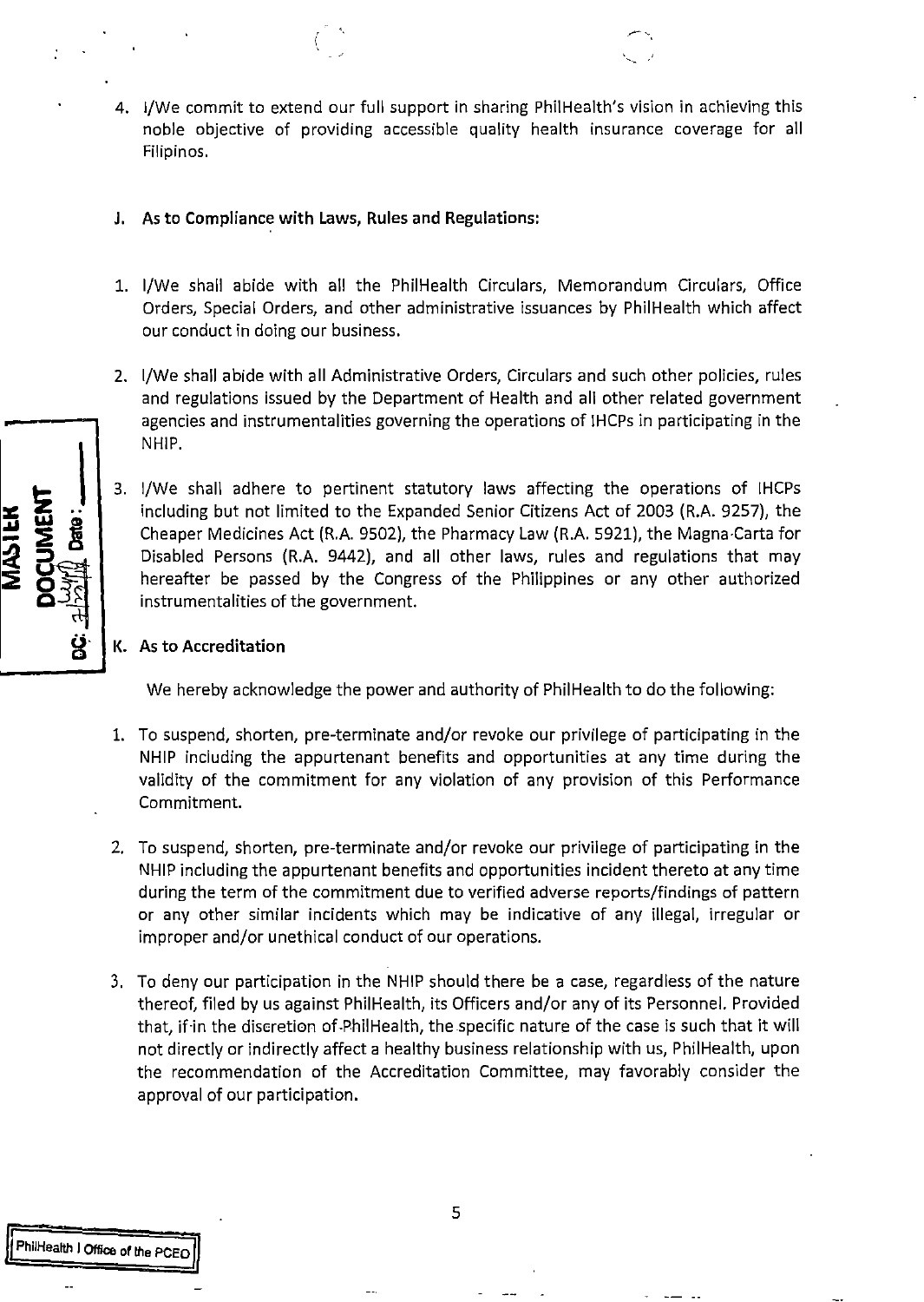4. I/We commit to extend our full support in sharing PhilHealth's vision in achieving this noble objective of providing accessible quality health insurance coverage for all Filipinos.

**J. As to Compliance with Laws, Rules and Regulations:**

1. I/We shall abide with all the PhilHealth Circulars, Memorandum Circulars, Office Orders, Special Orders, and other administrative issuances by PhilHealth which affect our conduct in doing our business.

2. I/We shall abide with all Administrative Orders, Circulars and such other policies, rules and regulations issued by the Department of Health and all other related government agencies and instrumentalities governing the operations of IHCPs in participating in the NHIP.

3. I/We shall adhere to pertinent statutory laws affecting the operations of IHCPs including but not limited to the Expanded Senior Citizens Act of 2003 (R.A. 9257), the Cheaper Medicines Act (R.A. 9502), the Pharmacy Law (R.A. 5921), the Magna Carta for Disabled Persons (R.A. 9442), and all other laws, rules and regulations that may hereafter be passed by the Congress of the Philippines or any other authorized instrumentalities of the government.

**K. As to Accreditation**

We hereby acknowledge the power and authority of PhilHealth to do the following:

1. To suspend, shorten, pre-terminate and/or revoke our privilege of participating in the NHIP including the appurtenant benefits and opportunities at any time during the validity of the commitment for any violation of any provision of this Performance Commitment.

2. To suspend, shorten, pre-terminate and/or revoke our privilege of participating in the NHIP including the appurtenant benefits and opportunities incident thereto at any time during the term of the commitment due to verified adverse reports/findings of pattern or any other similar incidents which may be indicative of any illegal, irregular or improper and/or unethical conduct of our operations.

3. To deny our participation in the NHIP should there be a case, regardless of the nature thereof, filed by us against PhilHealth, its Officers and/or any of its Personnel. Provided that, if in the discretion of PhilHealth, the specific nature of the case is such that it will not directly or indirectly affect a healthy business relationship with us, PhilHealth, upon the recommendation of the Accreditation Committee, may favorably consider the approval of our participation.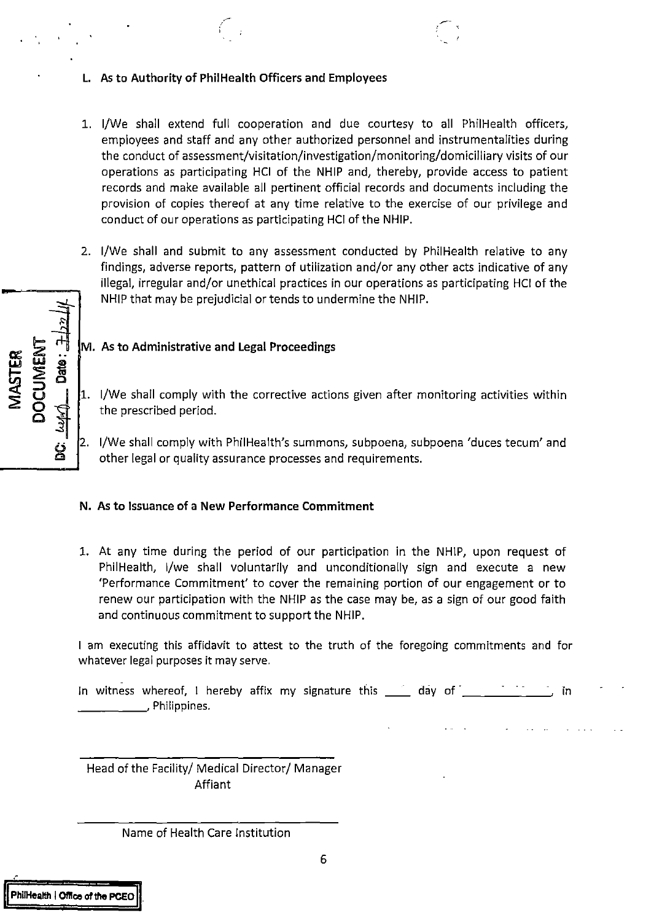**L. As to Authority of PhilHealth Officers and Employees**

1. I/We shall extend full cooperation and due courtesy to all PhilHealth officers, employees and staff and any other authorized personnel and instrumentalities during the conduct of assessment/visitation/investigation/monitoring/domicilliary visits of our operations as participating HCI of the NHIP and, thereby, provide access to patient records and make available all pertinent official records and documents including the provision of copies thereof at any time relative to the exercise of our privilege and conduct of our operations as participating HCI of the NHIP.

2. I/We shall and submit to any assessment conducted by PhilHealth relative to any findings, adverse reports, pattern of utilization and/or any other acts indicative of any illegal, irregular and/or unethical practices in our operations as participating HCI of the NHIP that may be prejudicial or tends to undermine the NHIP.

**M. As to Administrative and Legal Proceedings**

1. I/We shall comply with the corrective actions given after monitoring activities within the prescribed period.

2. I/We shall comply with PhilHealth's summons, subpoena, subpoena 'duces tecum' and other legal or quality assurance processes and requirements.

**N. As to Issuance of a New Performance Commitment**

1. At any time during the period of our participation in the NHIP, upon request of PhilHealth, I/we shall voluntarily and unconditionally sign and execute a new 'Performance Commitment' to cover the remaining portion of our engagement or to renew our participation with the NHIP as the case may be, as a sign of our good faith and continuous commitment to support the NHIP.

I am executing this affidavit to attest to the truth of the foregoing commitments and for whatever legal purposes it may serve.

In witness whereof, I hereby affix my signature this ____ day of ____________, in ___________, Philippines.

_______________________________
Head of the Facility/ Medical Director/ Manager
Affiant

_______________________________
Name of Health Care Institution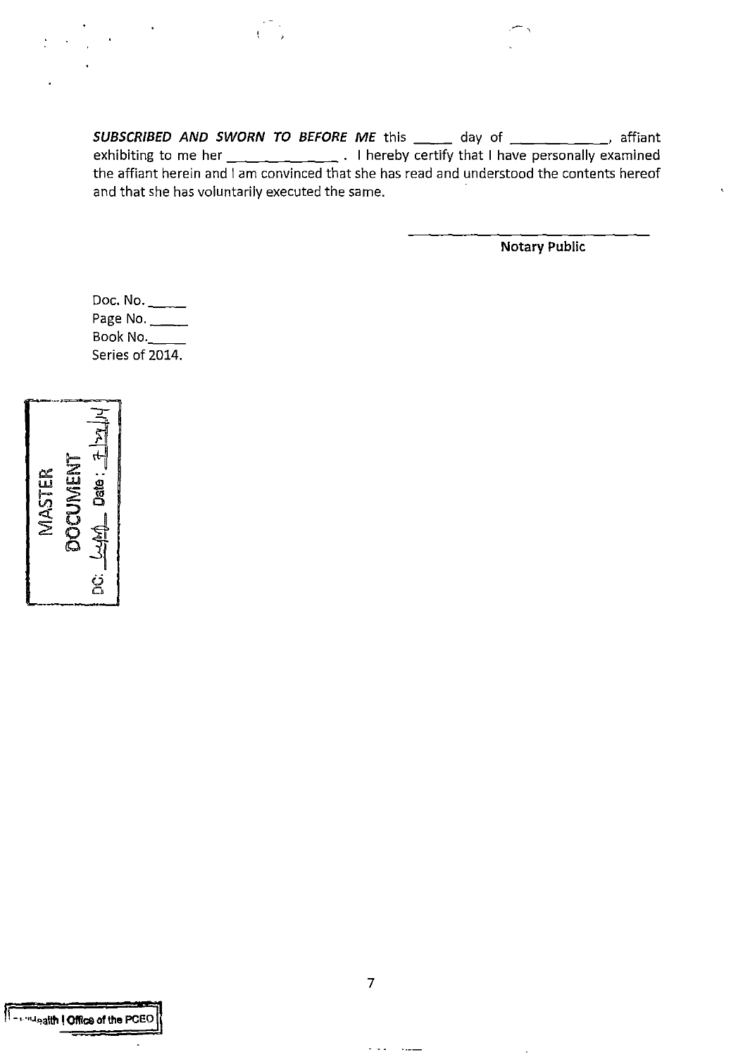***SUBSCRIBED AND SWORN TO BEFORE ME*** this _____ day of ____________, affiant exhibiting to me her ______________ . I hereby certify that I have personally examined the affiant herein and I am convinced that she has read and understood the contents hereof and that she has voluntarily executed the same.

______________________________

**Notary Public**

Doc. No. _____
Page No. _____
Book No._____
Series of 2014.

MASTER DOCUMENT
DC: _______ Date: 7/21/14

Health | Office of the PCEO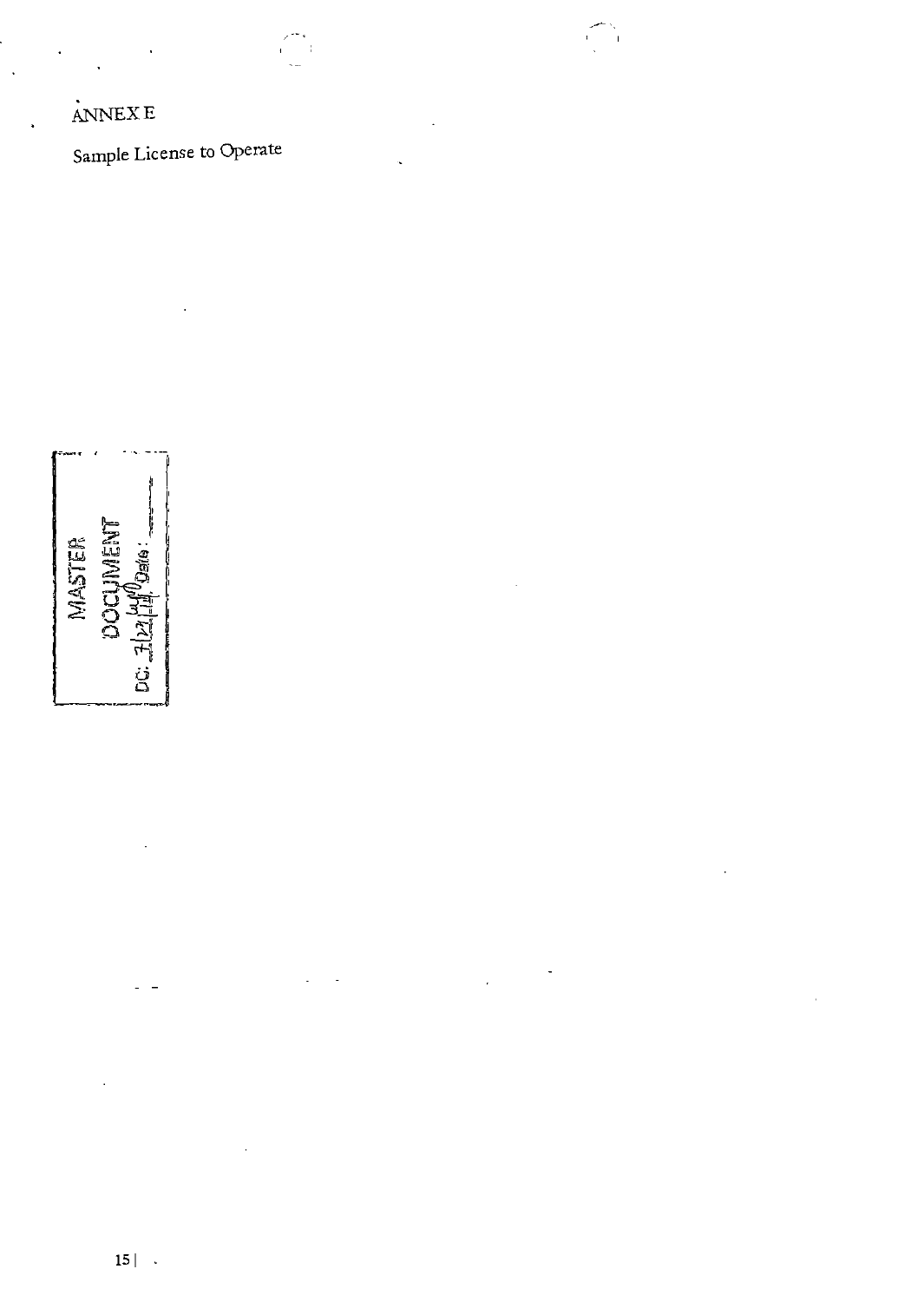ANNEX E

Sample License to Operate

MASTER DOCUMENT

DC: 7/21/14 Date: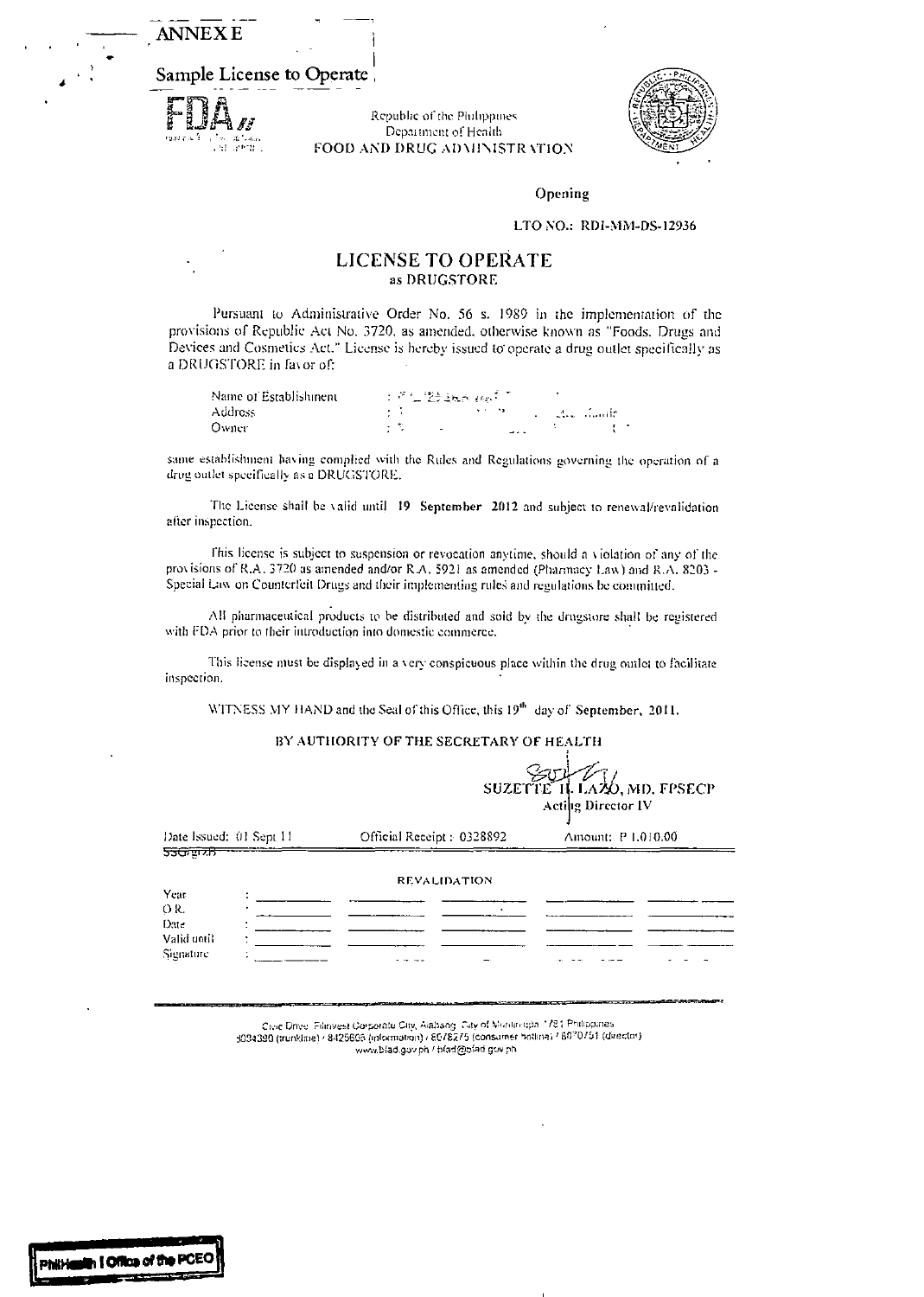**ANNEX E**

**Sample License to Operate**

FDA

Republic of the Philippines
Department of Health
FOOD AND DRUG ADMINISTRATION

Opening

LTO NO.: RDI-MM-DS-12936

## LICENSE TO OPERATE
### as DRUGSTORE

Pursuant to Administrative Order No. 56 s. 1989 in the implementation of the provisions of Republic Act No. 3720, as amended, otherwise known as "Foods, Drugs and Devices and Cosmetics Act." License is hereby issued to operate a drug outlet specifically as a DRUGSTORE in favor of:

Name of Establishment :
Address :
Owner :

same establishment having complied with the Rules and Regulations governing the operation of a drug outlet specifically as a DRUGSTORE.

The License shall be valid until **19 September 2012** and subject to renewal/revalidation after inspection.

This license is subject to suspension or revocation anytime, should a violation of any of the provisions of R.A. 3720 as amended and/or R.A. 5921 as amended (Pharmacy Law) and R.A. 8203 - Special Law on Counterfeit Drugs and their implementing rules and regulations be committed.

All pharmaceutical products to be distributed and sold by the drugstore shall be registered with FDA prior to their introduction into domestic commerce.

This license must be displayed in a very conspicuous place within the drug outlet to facilitate inspection.

WITNESS MY HAND and the Seal of this Office, this 19th day of **September, 2011.**

BY AUTHORITY OF THE SECRETARY OF HEALTH

SUZETTE H. LAZO, MD, FPSECP
Acting Director IV

Date Issued: 01 Sept 11 | Official Receipt : 0328892 | Amount: P 1,010.00

SSG/gr/zB

**REVALIDATION**

| | | | | | |
|---|---|---|---|---|---|
| Year | | | | | |
| O.R. | | | | | |
| Date | | | | | |
| Valid until | | | | | |
| Signature | | | | | |

Civic Drive, Filinvest Corporate City, Alabang, City of Muntinlupa 1781 Philippines
8094390 (trunkline) / 8425606 (information) / 8078275 (consumer hotline) / 8070751 (director)
www.bfad.gov.ph / bfad@bfad.gov.ph

PhilHealth | Office of the PCEO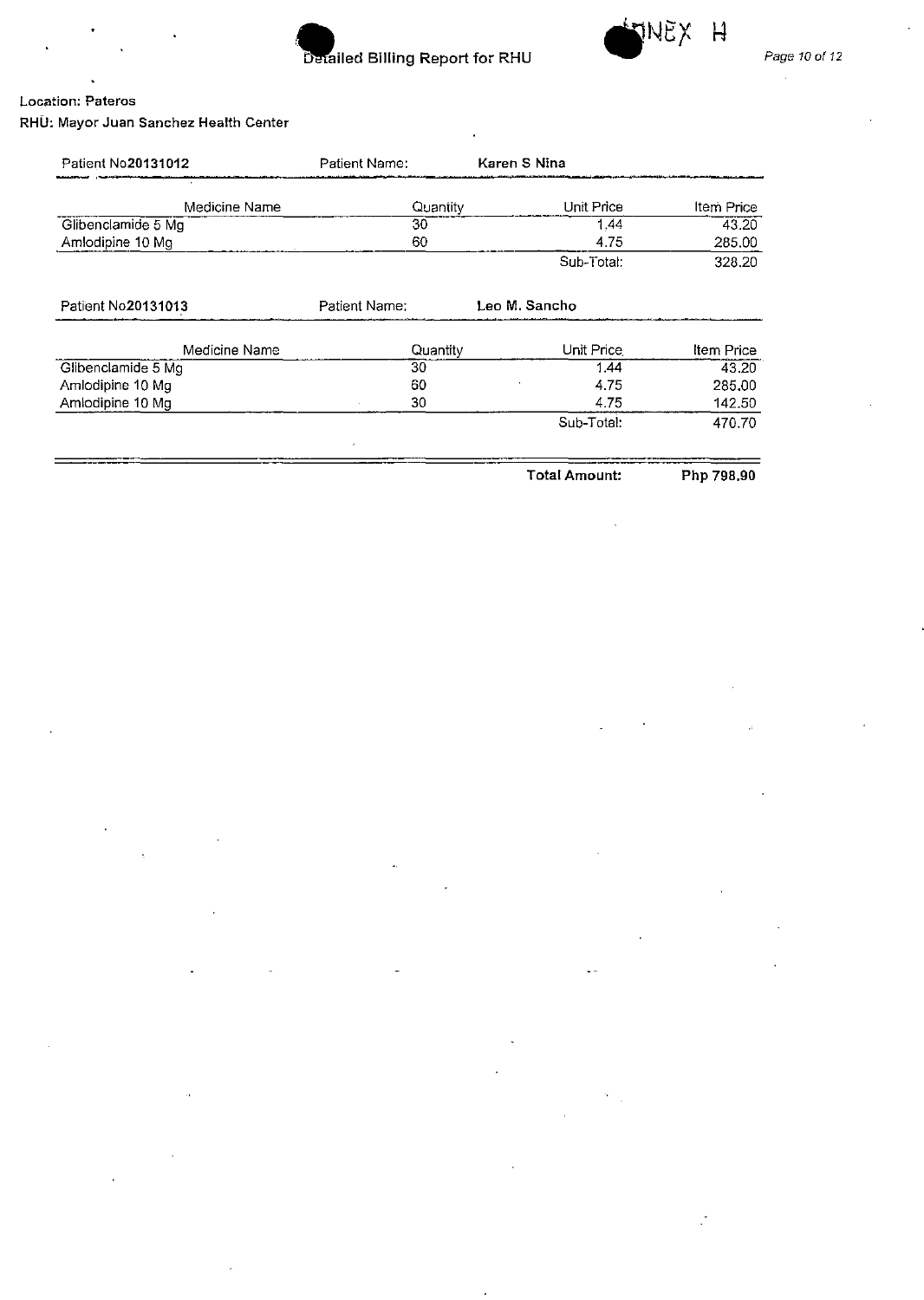# Detailed Billing Report for RHU

ANNEX H

**Location: Pateros**

**RHU: Mayor Juan Sanchez Health Center**

Patient No**20131012** Patient Name: **Karen S Nina**

| Medicine Name | Quantity | Unit Price | Item Price |
|---|---|---|---|
| Glibenclamide 5 Mg | 30 | 1.44 | 43.20 |
| Amlodipine 10 Mg | 60 | 4.75 | 285.00 |
| | | Sub-Total: | 328.20 |

Patient No**20131013** Patient Name: **Leo M. Sancho**

| Medicine Name | Quantity | Unit Price | Item Price |
|---|---|---|---|
| Glibenclamide 5 Mg | 30 | 1.44 | 43.20 |
| Amlodipine 10 Mg | 60 | 4.75 | 285.00 |
| Amlodipine 10 Mg | 30 | 4.75 | 142.50 |
| | | Sub-Total: | 470.70 |

**Total Amount:** **Php 798.90**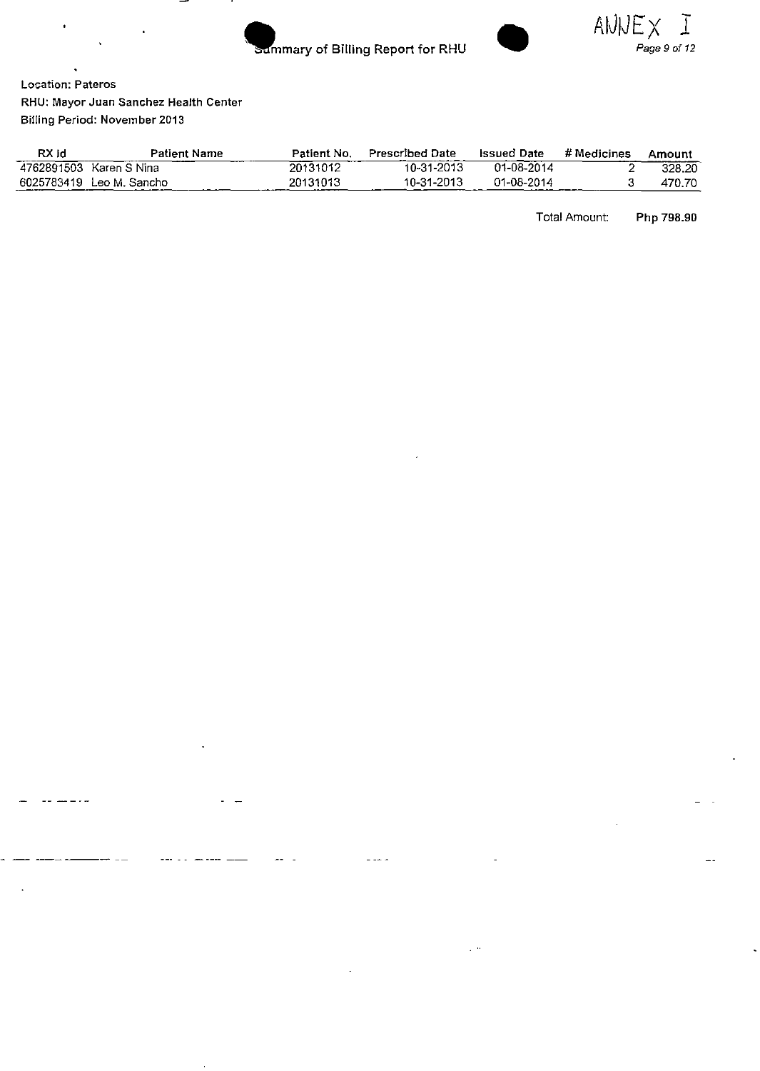ANNEX I

# Summary of Billing Report for RHU

Location: Pateros

RHU: Mayor Juan Sanchez Health Center

Billing Period: November 2013

| RX Id | Patient Name | Patient No. | Prescribed Date | Issued Date | # Medicines | Amount |
|---|---|---|---|---|---|---|
| 4762891503 | Karen S Nina | 20131012 | 10-31-2013 | 01-08-2014 | 2 | 328.20 |
| 6025783419 | Leo M. Sancho | 20131013 | 10-31-2013 | 01-08-2014 | 3 | 470.70 |

Total Amount: **Php 798.90**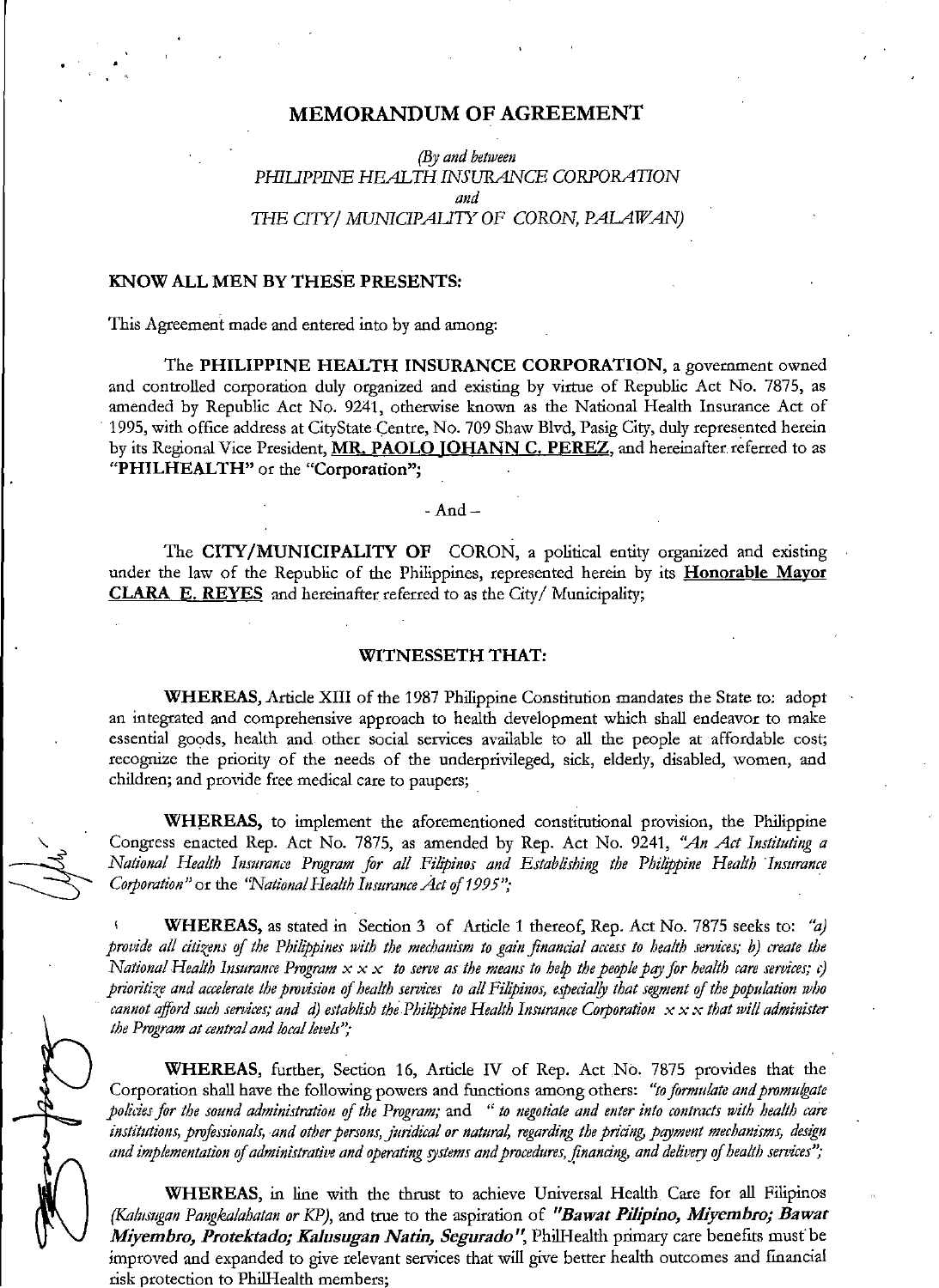# MEMORANDUM OF AGREEMENT

*(By and between*
*PHILIPPINE HEALTH INSURANCE CORPORATION*
*and*
*THE CITY/ MUNICIPALITY OF CORON, PALAWAN)*

**KNOW ALL MEN BY THESE PRESENTS:**

This Agreement made and entered into by and among:

The **PHILIPPINE HEALTH INSURANCE CORPORATION**, a government owned and controlled corporation duly organized and existing by virtue of Republic Act No. 7875, as amended by Republic Act No. 9241, otherwise known as the National Health Insurance Act of 1995, with office address at CityState Centre, No. 709 Shaw Blvd, Pasig City, duly represented herein by its Regional Vice President, **MR. PAOLO JOHANN C. PEREZ**, and hereinafter referred to as **"PHILHEALTH"** or the **"Corporation"**;

- And –

The **CITY/MUNICIPALITY OF** CORON, a political entity organized and existing under the law of the Republic of the Philippines, represented herein by its **Honorable Mayor CLARA E. REYES** and hereinafter referred to as the City/ Municipality;

**WITNESSETH THAT:**

**WHEREAS,** Article XIII of the 1987 Philippine Constitution mandates the State to: adopt an integrated and comprehensive approach to health development which shall endeavor to make essential goods, health and other social services available to all the people at affordable cost; recognize the priority of the needs of the underprivileged, sick, elderly, disabled, women, and children; and provide free medical care to paupers;

**WHEREAS,** to implement the aforementioned constitutional provision, the Philippine Congress enacted Rep. Act No. 7875, as amended by Rep. Act No. 9241, *"An Act Instituting a National Health Insurance Program for all Filipinos and Establishing the Philippine Health Insurance Corporation"* or the *"National Health Insurance Act of 1995"*;

**WHEREAS,** as stated in Section 3 of Article 1 thereof, Rep. Act No. 7875 seeks to: *"a) provide all citizens of the Philippines with the mechanism to gain financial access to health services; b) create the National Health Insurance Program x x x to serve as the means to help the people pay for health care services; c) prioritize and accelerate the provision of health services to all Filipinos, especially that segment of the population who cannot afford such services; and d) establish the Philippine Health Insurance Corporation x x x that will administer the Program at central and local levels"*;

**WHEREAS,** further, Section 16, Article IV of Rep. Act No. 7875 provides that the Corporation shall have the following powers and functions among others: *"to formulate and promulgate policies for the sound administration of the Program;* and *" to negotiate and enter into contracts with health care institutions, professionals, and other persons, juridical or natural, regarding the pricing, payment mechanisms, design and implementation of administrative and operating systems and procedures, financing, and delivery of health services"*;

**WHEREAS,** in line with the thrust to achieve Universal Health Care for all Filipinos *(Kalusugan Pangkalahatan or KP)*, and true to the aspiration of ***"Bawat Pilipino, Miyembro; Bawat Miyembro, Protektado; Kalusugan Natin, Segurado"***, PhilHealth primary care benefits must be improved and expanded to give relevant services that will give better health outcomes and financial risk protection to PhilHealth members;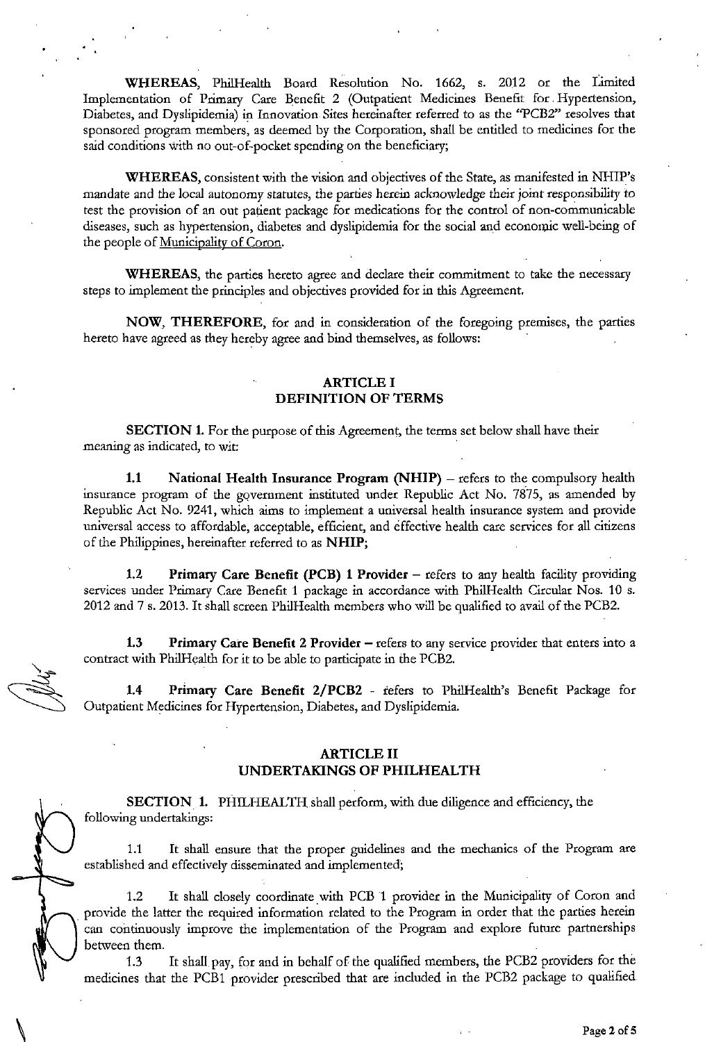**WHEREAS**, PhilHealth Board Resolution No. 1662, s. 2012 or the Limited Implementation of Primary Care Benefit 2 (Outpatient Medicines Benefit for Hypertension, Diabetes, and Dyslipidemia) in Innovation Sites hereinafter referred to as the "PCB2" resolves that sponsored program members, as deemed by the Corporation, shall be entitled to medicines for the said conditions with no out-of-pocket spending on the beneficiary;

**WHEREAS**, consistent with the vision and objectives of the State, as manifested in NHIP's mandate and the local autonomy statutes, the parties herein acknowledge their joint responsibility to test the provision of an out patient package for medications for the control of non-communicable diseases, such as hypertension, diabetes and dyslipidemia for the social and economic well-being of the people of Municipality of Coron.

**WHEREAS**, the parties hereto agree and declare their commitment to take the necessary steps to implement the principles and objectives provided for in this Agreement.

**NOW, THEREFORE**, for and in consideration of the foregoing premises, the parties hereto have agreed as they hereby agree and bind themselves, as follows:

## ARTICLE I
## DEFINITION OF TERMS

**SECTION 1.** For the purpose of this Agreement, the terms set below shall have their meaning as indicated, to wit:

**1.1 National Health Insurance Program (NHIP)** – refers to the compulsory health insurance program of the government instituted under Republic Act No. 7875, as amended by Republic Act No. 9241, which aims to implement a universal health insurance system and provide universal access to affordable, acceptable, efficient, and effective health care services for all citizens of the Philippines, hereinafter referred to as **NHIP**;

**1.2 Primary Care Benefit (PCB) 1 Provider** – refers to any health facility providing services under Primary Care Benefit 1 package in accordance with PhilHealth Circular Nos. 10 s. 2012 and 7 s. 2013. It shall screen PhilHealth members who will be qualified to avail of the PCB2.

**1.3 Primary Care Benefit 2 Provider** – refers to any service provider that enters into a contract with PhilHealth for it to be able to participate in the PCB2.

**1.4 Primary Care Benefit 2/PCB2** - refers to PhilHealth's Benefit Package for Outpatient Medicines for Hypertension, Diabetes, and Dyslipidemia.

## ARTICLE II
## UNDERTAKINGS OF PHILHEALTH

**SECTION 1.** PHILHEALTH shall perform, with due diligence and efficiency, the following undertakings:

1.1 It shall ensure that the proper guidelines and the mechanics of the Program are established and effectively disseminated and implemented;

1.2 It shall closely coordinate with PCB 1 provider in the Municipality of Coron and provide the latter the required information related to the Program in order that the parties herein can continuously improve the implementation of the Program and explore future partnerships between them.

1.3 It shall pay, for and in behalf of the qualified members, the PCB2 providers for the medicines that the PCB1 provider prescribed that are included in the PCB2 package to qualified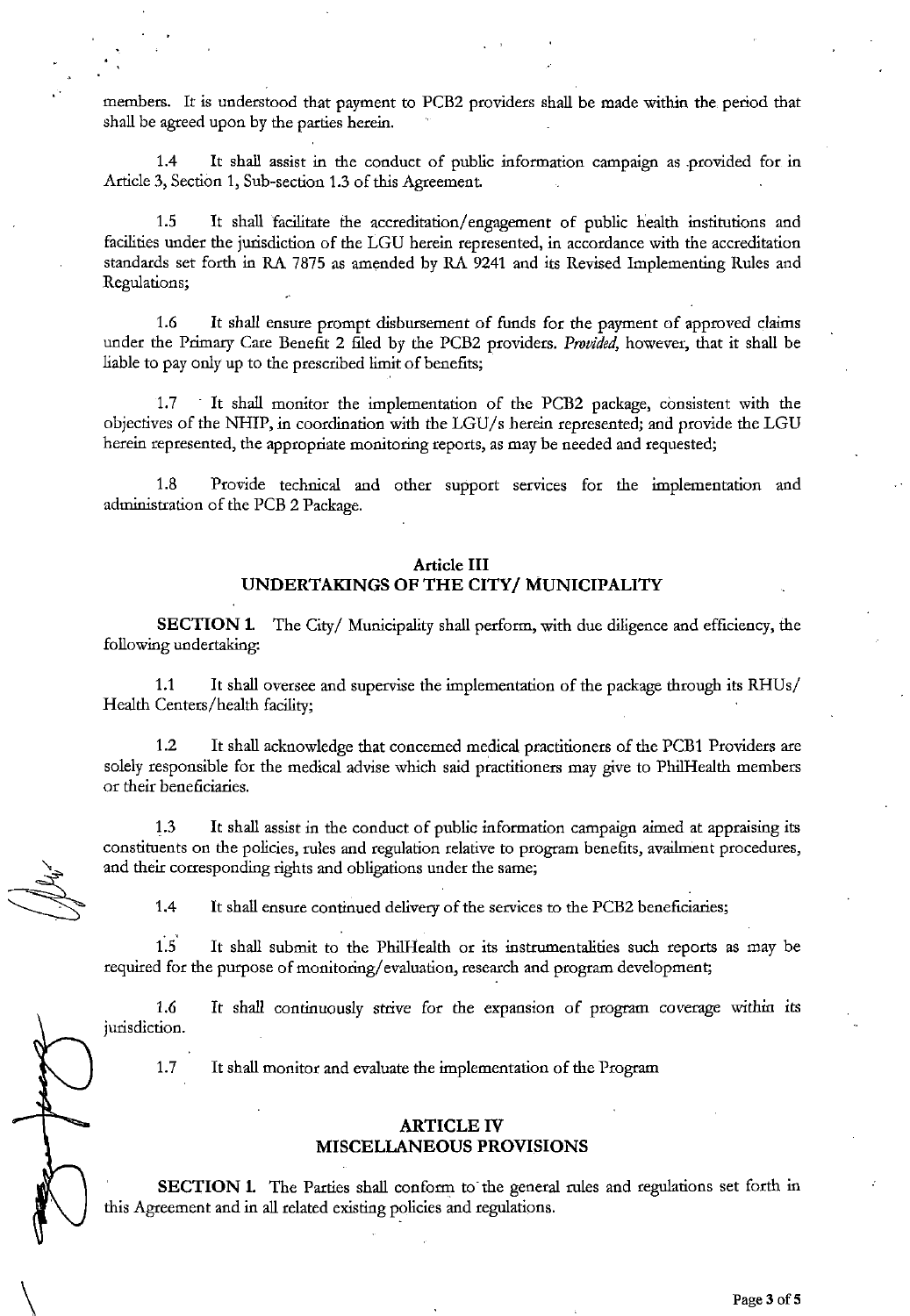members. It is understood that payment to PCB2 providers shall be made within the period that shall be agreed upon by the parties herein.

1.4 It shall assist in the conduct of public information campaign as provided for in Article 3, Section 1, Sub-section 1.3 of this Agreement.

1.5 It shall facilitate the accreditation/engagement of public health institutions and facilities under the jurisdiction of the LGU herein represented, in accordance with the accreditation standards set forth in RA 7875 as amended by RA 9241 and its Revised Implementing Rules and Regulations;

1.6 It shall ensure prompt disbursement of funds for the payment of approved claims under the Primary Care Benefit 2 filed by the PCB2 providers. *Provided*, however, that it shall be liable to pay only up to the prescribed limit of benefits;

1.7 It shall monitor the implementation of the PCB2 package, consistent with the objectives of the NHIP, in coordination with the LGU/s herein represented; and provide the LGU herein represented, the appropriate monitoring reports, as may be needed and requested;

1.8 Provide technical and other support services for the implementation and administration of the PCB 2 Package.

## Article III
## UNDERTAKINGS OF THE CITY/ MUNICIPALITY

**SECTION 1.** The City/ Municipality shall perform, with due diligence and efficiency, the following undertaking:

1.1 It shall oversee and supervise the implementation of the package through its RHUs/ Health Centers/health facility;

1.2 It shall acknowledge that concerned medical practitioners of the PCB1 Providers are solely responsible for the medical advise which said practitioners may give to PhilHealth members or their beneficiaries.

1.3 It shall assist in the conduct of public information campaign aimed at appraising its constituents on the policies, rules and regulation relative to program benefits, availment procedures, and their corresponding rights and obligations under the same;

1.4 It shall ensure continued delivery of the services to the PCB2 beneficiaries;

1.5 It shall submit to the PhilHealth or its instrumentalities such reports as may be required for the purpose of monitoring/evaluation, research and program development;

1.6 It shall continuously strive for the expansion of program coverage within its jurisdiction.

1.7 It shall monitor and evaluate the implementation of the Program

## ARTICLE IV
## MISCELLANEOUS PROVISIONS

**SECTION 1.** The Parties shall conform to the general rules and regulations set forth in this Agreement and in all related existing policies and regulations.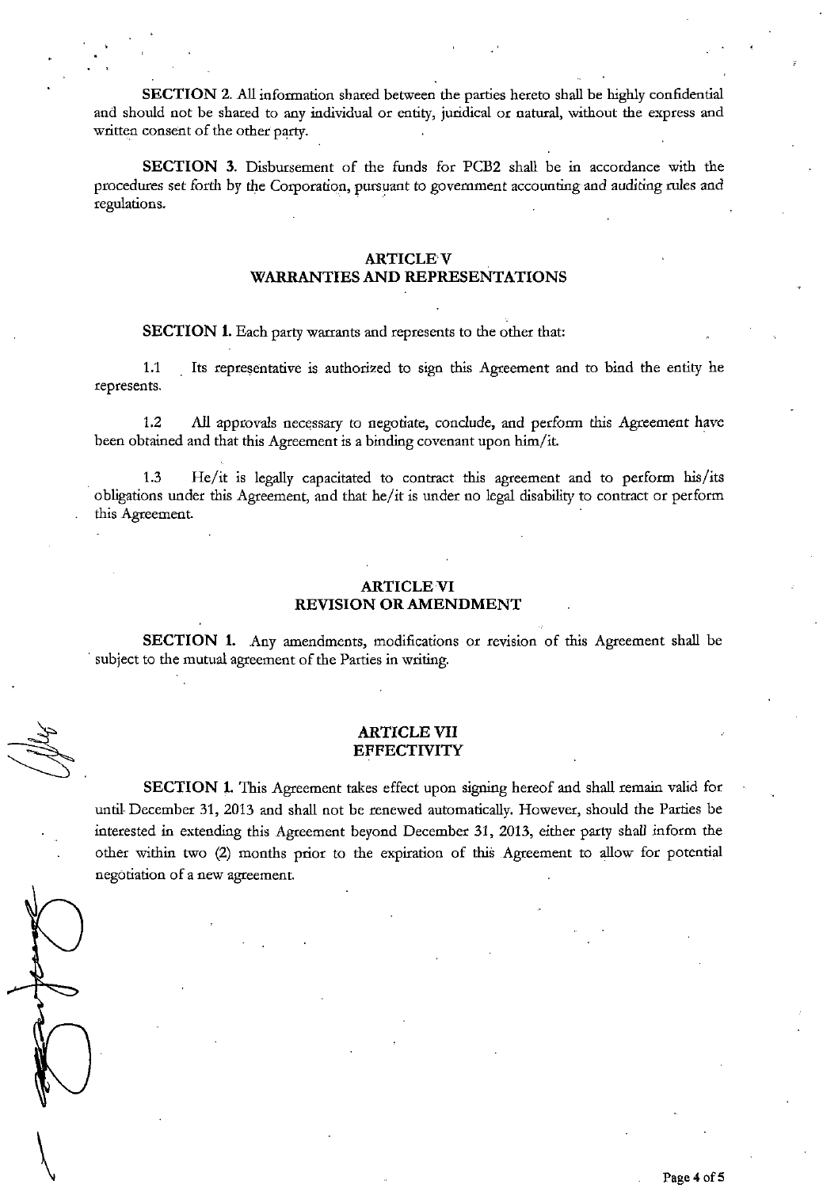**SECTION 2.** All information shared between the parties hereto shall be highly confidential and should not be shared to any individual or entity, juridical or natural, without the express and written consent of the other party.

**SECTION 3.** Disbursement of the funds for PCB2 shall be in accordance with the procedures set forth by the Corporation, pursuant to government accounting and auditing rules and regulations.

## ARTICLE V
## WARRANTIES AND REPRESENTATIONS

**SECTION 1.** Each party warrants and represents to the other that:

1.1 Its representative is authorized to sign this Agreement and to bind the entity he represents.

1.2 All approvals necessary to negotiate, conclude, and perform this Agreement have been obtained and that this Agreement is a binding covenant upon him/it.

1.3 He/it is legally capacitated to contract this agreement and to perform his/its obligations under this Agreement, and that he/it is under no legal disability to contract or perform this Agreement.

## ARTICLE VI
## REVISION OR AMENDMENT

**SECTION 1.** Any amendments, modifications or revision of this Agreement shall be subject to the mutual agreement of the Parties in writing.

## ARTICLE VII
## EFFECTIVITY

**SECTION 1.** This Agreement takes effect upon signing hereof and shall remain valid for until December 31, 2013 and shall not be renewed automatically. However, should the Parties be interested in extending this Agreement beyond December 31, 2013, either party shall inform the other within two (2) months prior to the expiration of this Agreement to allow for potential negotiation of a new agreement.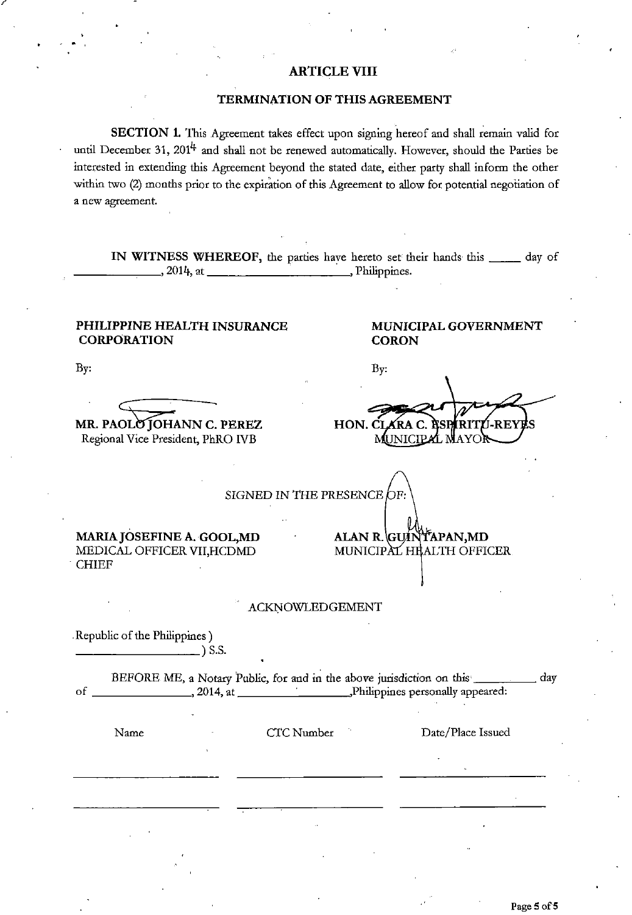## ARTICLE VIII

### TERMINATION OF THIS AGREEMENT

**SECTION 1.** This Agreement takes effect upon signing hereof and shall remain valid for until December 31, 2014 and shall not be renewed automatically. However, should the Parties be interested in extending this Agreement beyond the stated date, either party shall inform the other within two (2) months prior to the expiration of this Agreement to allow for potential negotiation of a new agreement.

**IN WITNESS WHEREOF,** the parties have hereto set their hands this _____ day of _____________, 2014, at ______________________, Philippines.

**PHILIPPINE HEALTH INSURANCE CORPORATION**

By:

**MR. PAOLO JOHANN C. PEREZ**
Regional Vice President, PhRO IVB

**MUNICIPAL GOVERNMENT CORON**

By:

**HON. CLARA C. ESPIRITU-REYES**
MUNICIPAL MAYOR

*SIGNED IN THE PRESENCE OF:*

**MARIA JOSEFINE A. GOOL,MD**
MEDICAL OFFICER VII,HCDMD CHIEF

**ALAN R. GUINTAPAN,MD**
MUNICIPAL HEALTH OFFICER

ACKNOWLEDGEMENT

Republic of the Philippines )
__________________) S.S.

BEFORE ME, a Notary Public, for and in the above jurisdiction on this _________ day of _______________, 2014, at _________________,Philippines personally appeared:

| Name | CTC Number | Date/Place Issued |
|---|---|---|
| | | |
| | | |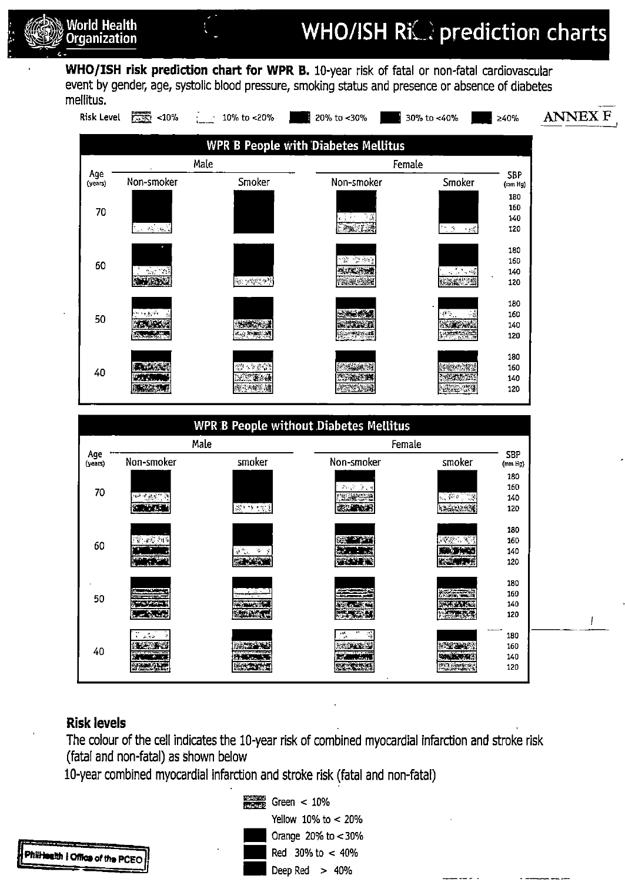# WHO/ISH Risk prediction charts

**WHO/ISH risk prediction chart for WPR B.** 10-year risk of fatal or non-fatal cardiovascular event by gender, age, systolic blood pressure, smoking status and presence or absence of diabetes mellitus.

Risk Level: <10% | 10% to <20% | 20% to <30% | 30% to <40% | ≥40%

ANNEX F

## WPR B People with Diabetes Mellitus

| Age (years) | Male Non-smoker | Male Smoker | Female Non-smoker | Female Smoker | SBP (mm Hg) |
|---|---|---|---|---|---|
| 70 | | | | | 180 / 160 / 140 / 120 |
| 60 | | | | | 180 / 160 / 140 / 120 |
| 50 | | | | | 180 / 160 / 140 / 120 |
| 40 | | | | | 180 / 160 / 140 / 120 |

## WPR B People without Diabetes Mellitus

| Age (years) | Male Non-smoker | Male smoker | Female Non-smoker | Female smoker | SBP (mm Hg) |
|---|---|---|---|---|---|
| 70 | | | | | 180 / 160 / 140 / 120 |
| 60 | | | | | 180 / 160 / 140 / 120 |
| 50 | | | | | 180 / 160 / 140 / 120 |
| 40 | | | | | 180 / 160 / 140 / 120 |

## Risk levels

The colour of the cell indicates the 10-year risk of combined myocardial infarction and stroke risk (fatal and non-fatal) as shown below

10-year combined myocardial infarction and stroke risk (fatal and non-fatal)

- Green < 10%
- Yellow 10% to < 20%
- Orange 20% to < 30%
- Red 30% to < 40%
- Deep Red > 40%

PhilHealth | Office of the PCEO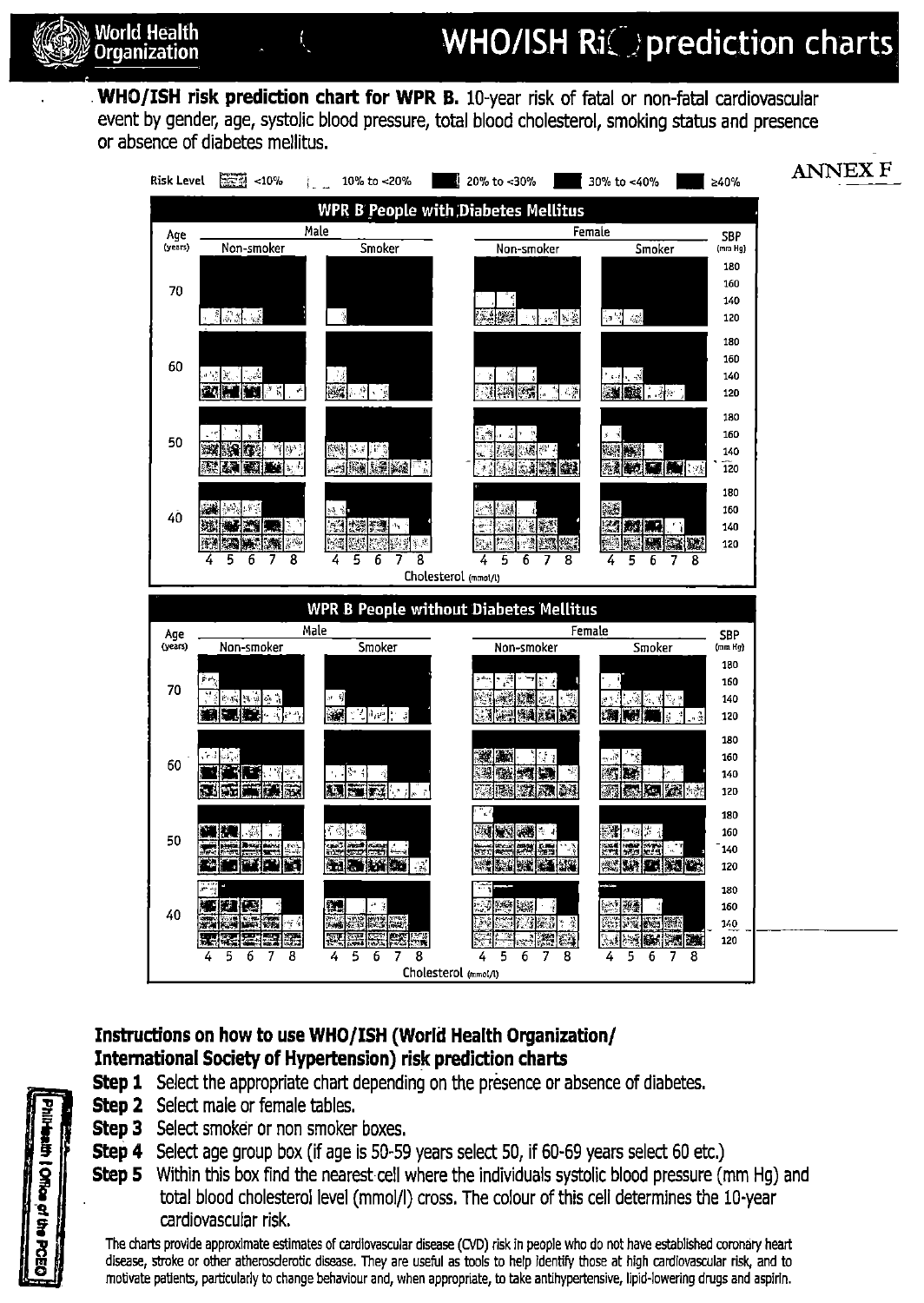# WHO/ISH Risk prediction charts

**WHO/ISH risk prediction chart for WPR B.** 10-year risk of fatal or non-fatal cardiovascular event by gender, age, systolic blood pressure, total blood cholesterol, smoking status and presence or absence of diabetes mellitus.

ANNEX F

Risk Level: <10% | 10% to <20% | 20% to <30% | 30% to <40% | ≥40%

**WPR B People with Diabetes Mellitus**

Age (years): 70, 60, 50, 40 — Male (Non-smoker, Smoker), Female (Non-smoker, Smoker) — SBP (mm Hg): 180, 160, 140, 120 — Cholesterol (mmol/l): 4 5 6 7 8

**WPR B People without Diabetes Mellitus**

Age (years): 70, 60, 50, 40 — Male (Non-smoker, Smoker), Female (Non-smoker, Smoker) — SBP (mm Hg): 180, 160, 140, 120 — Cholesterol (mmol/l): 4 5 6 7 8

## Instructions on how to use WHO/ISH (World Health Organization/ International Society of Hypertension) risk prediction charts

**Step 1** Select the appropriate chart depending on the presence or absence of diabetes.

**Step 2** Select male or female tables.

**Step 3** Select smoker or non smoker boxes.

**Step 4** Select age group box (if age is 50-59 years select 50, if 60-69 years select 60 etc.)

**Step 5** Within this box find the nearest cell where the individuals systolic blood pressure (mm Hg) and total blood cholesterol level (mmol/l) cross. The colour of this cell determines the 10-year cardiovascular risk.

The charts provide approximate estimates of cardiovascular disease (CVD) risk in people who do not have established coronary heart disease, stroke or other atherosclerotic disease. They are useful as tools to help identify those at high cardiovascular risk, and to motivate patients, particularly to change behaviour and, when appropriate, to take antihypertensive, lipid-lowering drugs and aspirin.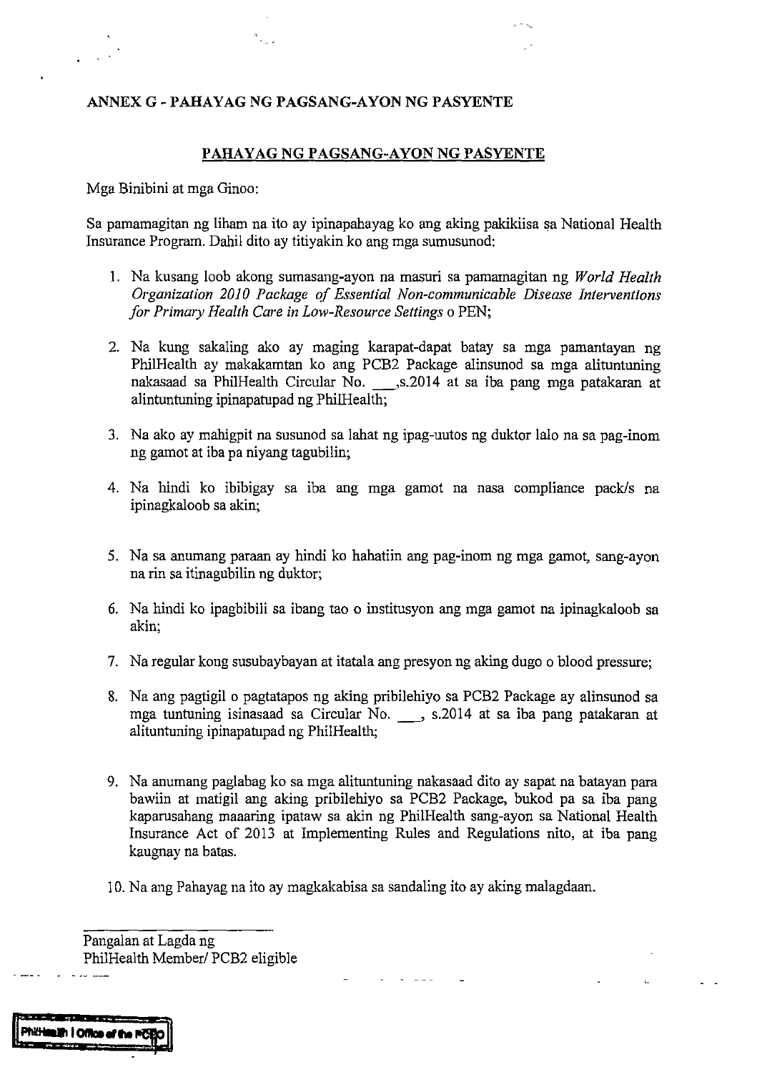## ANNEX G - PAHAYAG NG PAGSANG-AYON NG PASYENTE

### PAHAYAG NG PAGSANG-AYON NG PASYENTE

Mga Binibini at mga Ginoo:

Sa pamamagitan ng liham na ito ay ipinapahayag ko ang aking pakikiisa sa National Health Insurance Program. Dahil dito ay titiyakin ko ang mga sumusunod:

1. Na kusang loob akong sumasang-ayon na masuri sa pamamagitan ng *World Health Organization 2010 Package of Essential Non-communicable Disease Interventions for Primary Health Care in Low-Resource Settings* o PEN;

2. Na kung sakaling ako ay maging karapat-dapat batay sa mga pamantayan ng PhilHealth ay makakamtan ko ang PCB2 Package alinsunod sa mga alituntuning nakasaad sa PhilHealth Circular No. ___,s.2014 at sa iba pang mga patakaran at alintuntuning ipinapatupad ng PhilHealth;

3. Na ako ay mahigpit na susunod sa lahat ng ipag-uutos ng duktor lalo na sa pag-inom ng gamot at iba pa niyang tagubilin;

4. Na hindi ko ibibigay sa iba ang mga gamot na nasa compliance pack/s na ipinagkaloob sa akin;

5. Na sa anumang paraan ay hindi ko hahatiin ang pag-inom ng mga gamot, sang-ayon na rin sa itinagubilin ng duktor;

6. Na hindi ko ipagbibili sa ibang tao o institusyon ang mga gamot na ipinagkaloob sa akin;

7. Na regular kong susubaybayan at itatala ang presyon ng aking dugo o blood pressure;

8. Na ang pagtigil o pagtatapos ng aking pribilehiyo sa PCB2 Package ay alinsunod sa mga tuntuning isinasaad sa Circular No. ___, s.2014 at sa iba pang patakaran at alituntuning ipinapatupad ng PhilHealth;

9. Na anumang paglabag ko sa mga alituntuning nakasaad dito ay sapat na batayan para bawiin at matigil ang aking pribilehiyo sa PCB2 Package, bukod pa sa iba pang kaparusahang maaaring ipataw sa akin ng PhilHealth sang-ayon sa National Health Insurance Act of 2013 at Implementing Rules and Regulations nito, at iba pang kaugnay na batas.

10. Na ang Pahayag na ito ay magkakabisa sa sandaling ito ay aking malagdaan.

\_\_\_\_\_\_\_\_\_\_\_\_\_\_\_\_\_\_\_\_\_\_\_\_\_\_\_\_

Pangalan at Lagda ng
PhilHealth Member/ PCB2 eligible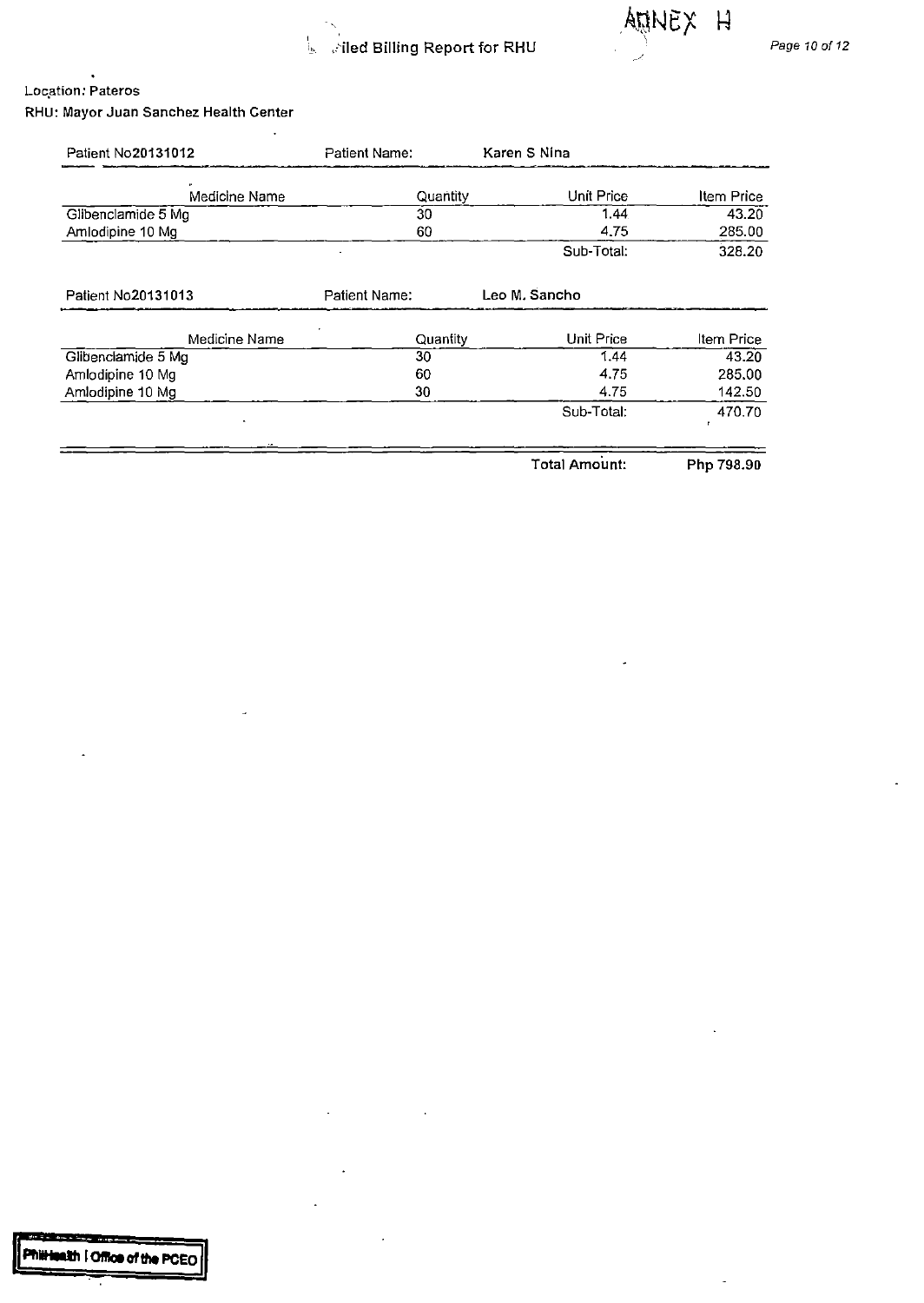ANNEX H

Filed Billing Report for RHU

Location: Pateros

RHU: Mayor Juan Sanchez Health Center

Patient No20131012 | Patient Name: Karen S Nina

| Medicine Name | Quantity | Unit Price | Item Price |
|---|---|---|---|
| Glibenclamide 5 Mg | 30 | 1.44 | 43.20 |
| Amlodipine 10 Mg | 60 | 4.75 | 285.00 |
| | | Sub-Total: | 328.20 |

Patient No20131013 | Patient Name: Leo M. Sancho

| Medicine Name | Quantity | Unit Price | Item Price |
|---|---|---|---|
| Glibenclamide 5 Mg | 30 | 1.44 | 43.20 |
| Amlodipine 10 Mg | 60 | 4.75 | 285.00 |
| Amlodipine 10 Mg | 30 | 4.75 | 142.50 |
| | | Sub-Total: | 470.70 |

**Total Amount: Php 798.90**

PhilHealth | Office of the PCEO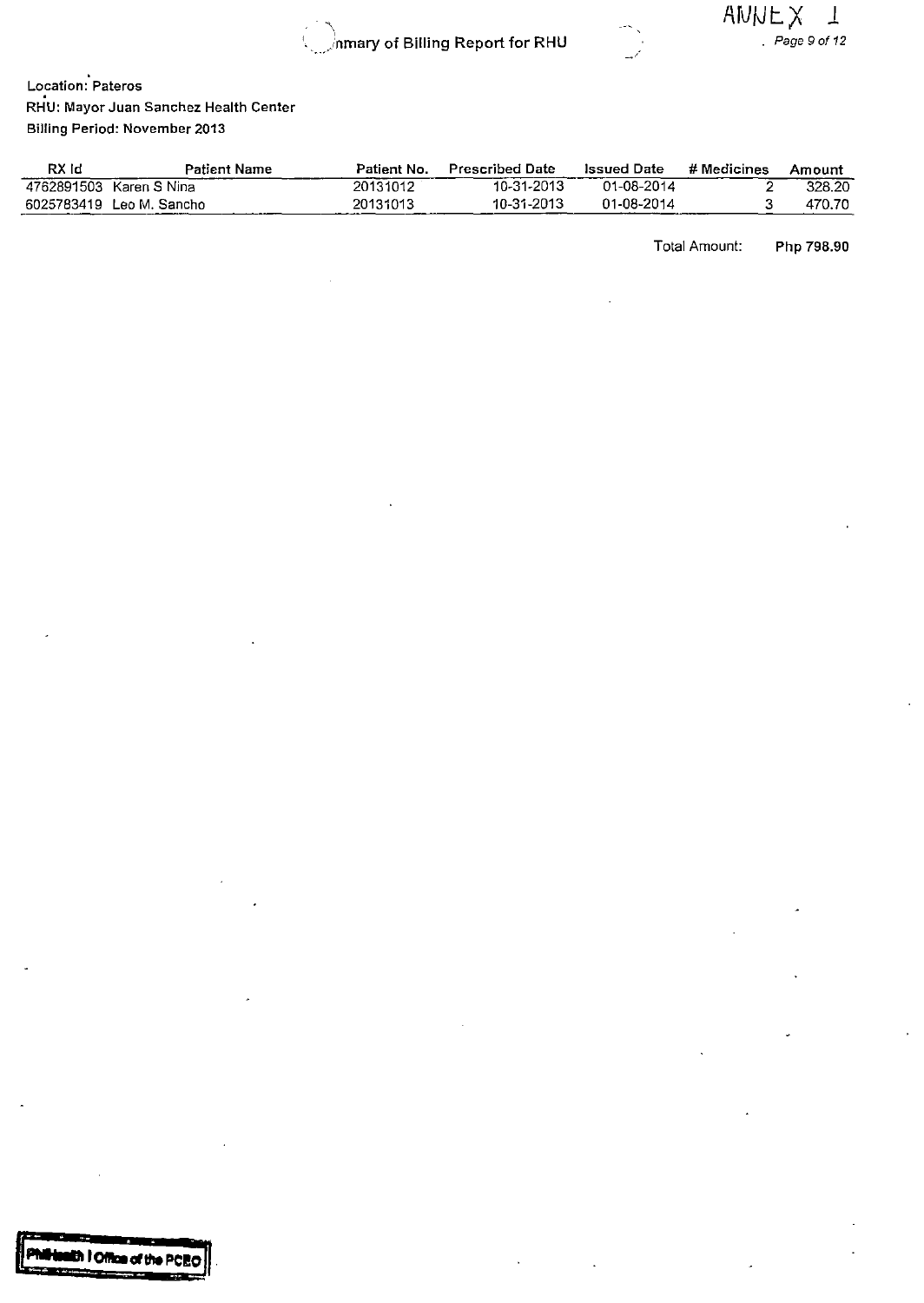ANNEX 1

# Summary of Billing Report for RHU

Location: Pateros

RHU: Mayor Juan Sanchez Health Center

Billing Period: November 2013

| RX Id | Patient Name | Patient No. | Prescribed Date | Issued Date | # Medicines | Amount |
|---|---|---|---|---|---|---|
| 4762891503 | Karen S Nina | 20131012 | 10-31-2013 | 01-08-2014 | 2 | 328.20 |
| 6025783419 | Leo M. Sancho | 20131013 | 10-31-2013 | 01-08-2014 | 3 | 470.70 |

Total Amount: **Php 798.90**

PhilHealth | Office of the PCEO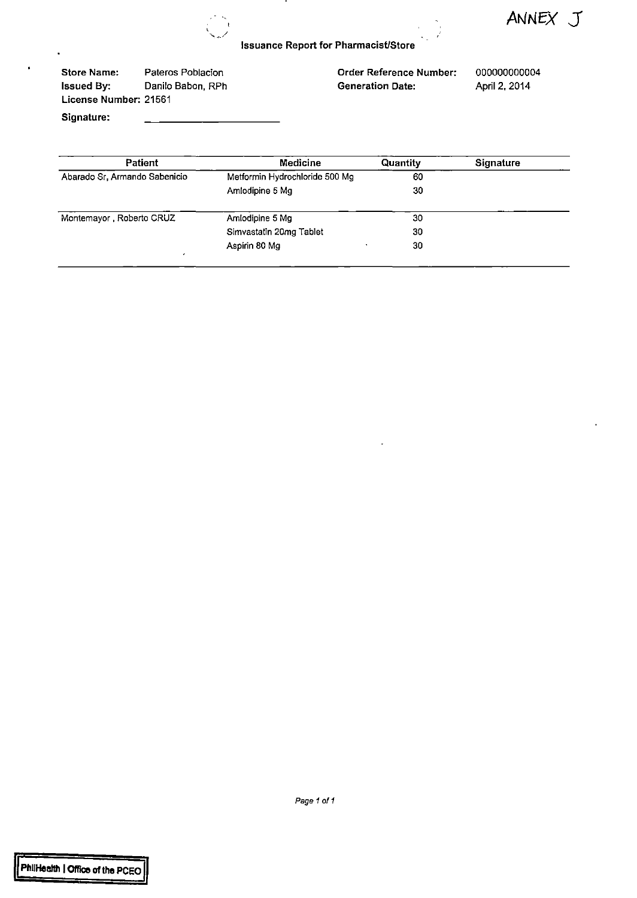ANNEX J

## Issuance Report for Pharmacist/Store

**Store Name:** Pateros Poblacion
**Issued By:** Danilo Babon, RPh
**License Number:** 21561
**Signature:** ____________________

**Order Reference Number:** 000000000004
**Generation Date:** April 2, 2014

| Patient | Medicine | Quantity | Signature |
|---|---|---|---|
| Abarado Sr, Armando Sabenicio | Metformin Hydrochloride 500 Mg | 60 | |
| | Amlodipine 5 Mg | 30 | |
| Montemayor , Roberto CRUZ | Amlodipine 5 Mg | 30 | |
| | Simvastatin 20mg Tablet | 30 | |
| | Aspirin 80 Mg | 30 | |

PhilHealth | Office of the PCEO